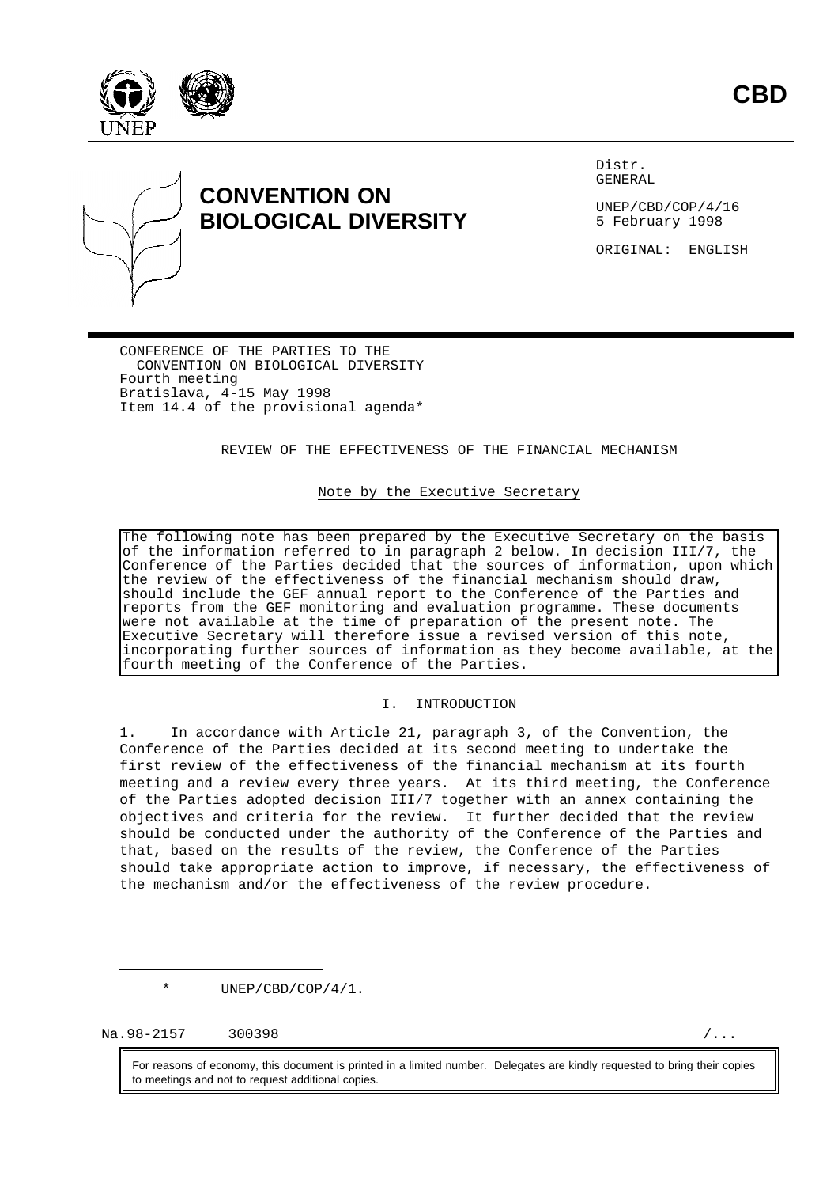CBD

# CONVENTION ON BIOLOGICAL DIVERSITY

Distr.
GENERAL

UNEP/CBD/COP/4/16
5 February 1998

ORIGINAL: ENGLISH

CONFERENCE OF THE PARTIES TO THE CONVENTION ON BIOLOGICAL DIVERSITY
Fourth meeting
Bratislava, 4-15 May 1998
Item 14.4 of the provisional agenda*

## REVIEW OF THE EFFECTIVENESS OF THE FINANCIAL MECHANISM

Note by the Executive Secretary

The following note has been prepared by the Executive Secretary on the basis of the information referred to in paragraph 2 below. In decision III/7, the Conference of the Parties decided that the sources of information, upon which the review of the effectiveness of the financial mechanism should draw, should include the GEF annual report to the Conference of the Parties and reports from the GEF monitoring and evaluation programme. These documents were not available at the time of preparation of the present note. The Executive Secretary will therefore issue a revised version of this note, incorporating further sources of information as they become available, at the fourth meeting of the Conference of the Parties.

## I. INTRODUCTION

1. In accordance with Article 21, paragraph 3, of the Convention, the Conference of the Parties decided at its second meeting to undertake the first review of the effectiveness of the financial mechanism at its fourth meeting and a review every three years. At its third meeting, the Conference of the Parties adopted decision III/7 together with an annex containing the objectives and criteria for the review. It further decided that the review should be conducted under the authority of the Conference of the Parties and that, based on the results of the review, the Conference of the Parties should take appropriate action to improve, if necessary, the effectiveness of the mechanism and/or the effectiveness of the review procedure.

\* UNEP/CBD/COP/4/1.

Na.98-2157 300398

For reasons of economy, this document is printed in a limited number. Delegates are kindly requested to bring their copies to meetings and not to request additional copies.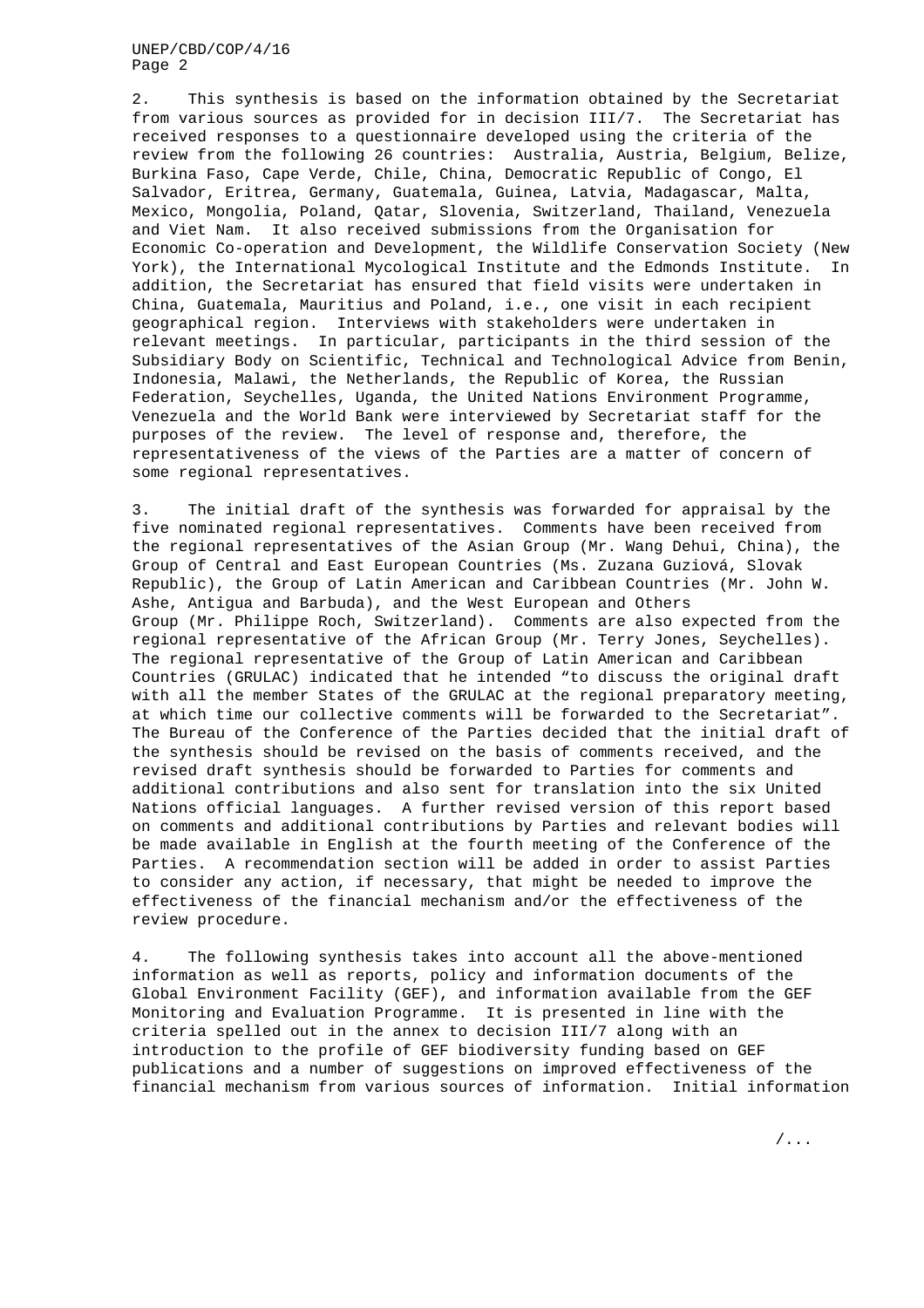2. This synthesis is based on the information obtained by the Secretariat from various sources as provided for in decision III/7. The Secretariat has received responses to a questionnaire developed using the criteria of the review from the following 26 countries: Australia, Austria, Belgium, Belize, Burkina Faso, Cape Verde, Chile, China, Democratic Republic of Congo, El Salvador, Eritrea, Germany, Guatemala, Guinea, Latvia, Madagascar, Malta, Mexico, Mongolia, Poland, Qatar, Slovenia, Switzerland, Thailand, Venezuela and Viet Nam. It also received submissions from the Organisation for Economic Co-operation and Development, the Wildlife Conservation Society (New York), the International Mycological Institute and the Edmonds Institute. In addition, the Secretariat has ensured that field visits were undertaken in China, Guatemala, Mauritius and Poland, i.e., one visit in each recipient geographical region. Interviews with stakeholders were undertaken in relevant meetings. In particular, participants in the third session of the Subsidiary Body on Scientific, Technical and Technological Advice from Benin, Indonesia, Malawi, the Netherlands, the Republic of Korea, the Russian Federation, Seychelles, Uganda, the United Nations Environment Programme, Venezuela and the World Bank were interviewed by Secretariat staff for the purposes of the review. The level of response and, therefore, the representativeness of the views of the Parties are a matter of concern of some regional representatives.

3. The initial draft of the synthesis was forwarded for appraisal by the five nominated regional representatives. Comments have been received from the regional representatives of the Asian Group (Mr. Wang Dehui, China), the Group of Central and East European Countries (Ms. Zuzana Guziová, Slovak Republic), the Group of Latin American and Caribbean Countries (Mr. John W. Ashe, Antigua and Barbuda), and the West European and Others Group (Mr. Philippe Roch, Switzerland). Comments are also expected from the regional representative of the African Group (Mr. Terry Jones, Seychelles). The regional representative of the Group of Latin American and Caribbean Countries (GRULAC) indicated that he intended "to discuss the original draft with all the member States of the GRULAC at the regional preparatory meeting, at which time our collective comments will be forwarded to the Secretariat". The Bureau of the Conference of the Parties decided that the initial draft of the synthesis should be revised on the basis of comments received, and the revised draft synthesis should be forwarded to Parties for comments and additional contributions and also sent for translation into the six United Nations official languages. A further revised version of this report based on comments and additional contributions by Parties and relevant bodies will be made available in English at the fourth meeting of the Conference of the Parties. A recommendation section will be added in order to assist Parties to consider any action, if necessary, that might be needed to improve the effectiveness of the financial mechanism and/or the effectiveness of the review procedure.

4. The following synthesis takes into account all the above-mentioned information as well as reports, policy and information documents of the Global Environment Facility (GEF), and information available from the GEF Monitoring and Evaluation Programme. It is presented in line with the criteria spelled out in the annex to decision III/7 along with an introduction to the profile of GEF biodiversity funding based on GEF publications and a number of suggestions on improved effectiveness of the financial mechanism from various sources of information. Initial information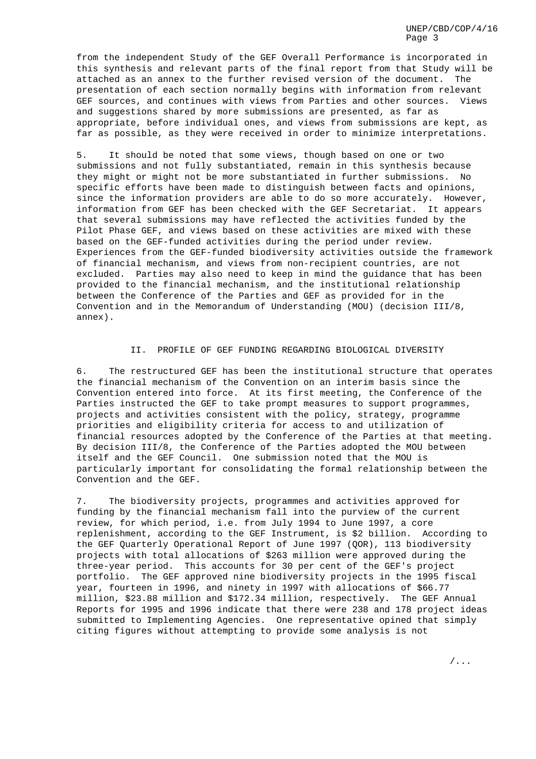from the independent Study of the GEF Overall Performance is incorporated in this synthesis and relevant parts of the final report from that Study will be attached as an annex to the further revised version of the document. The presentation of each section normally begins with information from relevant GEF sources, and continues with views from Parties and other sources. Views and suggestions shared by more submissions are presented, as far as appropriate, before individual ones, and views from submissions are kept, as far as possible, as they were received in order to minimize interpretations.

5. It should be noted that some views, though based on one or two submissions and not fully substantiated, remain in this synthesis because they might or might not be more substantiated in further submissions. No specific efforts have been made to distinguish between facts and opinions, since the information providers are able to do so more accurately. However, information from GEF has been checked with the GEF Secretariat. It appears that several submissions may have reflected the activities funded by the Pilot Phase GEF, and views based on these activities are mixed with these based on the GEF-funded activities during the period under review. Experiences from the GEF-funded biodiversity activities outside the framework of financial mechanism, and views from non-recipient countries, are not excluded. Parties may also need to keep in mind the guidance that has been provided to the financial mechanism, and the institutional relationship between the Conference of the Parties and GEF as provided for in the Convention and in the Memorandum of Understanding (MOU) (decision III/8, annex).

## II. PROFILE OF GEF FUNDING REGARDING BIOLOGICAL DIVERSITY

6. The restructured GEF has been the institutional structure that operates the financial mechanism of the Convention on an interim basis since the Convention entered into force. At its first meeting, the Conference of the Parties instructed the GEF to take prompt measures to support programmes, projects and activities consistent with the policy, strategy, programme priorities and eligibility criteria for access to and utilization of financial resources adopted by the Conference of the Parties at that meeting. By decision III/8, the Conference of the Parties adopted the MOU between itself and the GEF Council. One submission noted that the MOU is particularly important for consolidating the formal relationship between the Convention and the GEF.

7. The biodiversity projects, programmes and activities approved for funding by the financial mechanism fall into the purview of the current review, for which period, i.e. from July 1994 to June 1997, a core replenishment, according to the GEF Instrument, is $2 billion. According to the GEF Quarterly Operational Report of June 1997 (QOR), 113 biodiversity projects with total allocations of $263 million were approved during the three-year period. This accounts for 30 per cent of the GEF's project portfolio. The GEF approved nine biodiversity projects in the 1995 fiscal year, fourteen in 1996, and ninety in 1997 with allocations of $66.77 million, $23.88 million and $172.34 million, respectively. The GEF Annual Reports for 1995 and 1996 indicate that there were 238 and 178 project ideas submitted to Implementing Agencies. One representative opined that simply citing figures without attempting to provide some analysis is not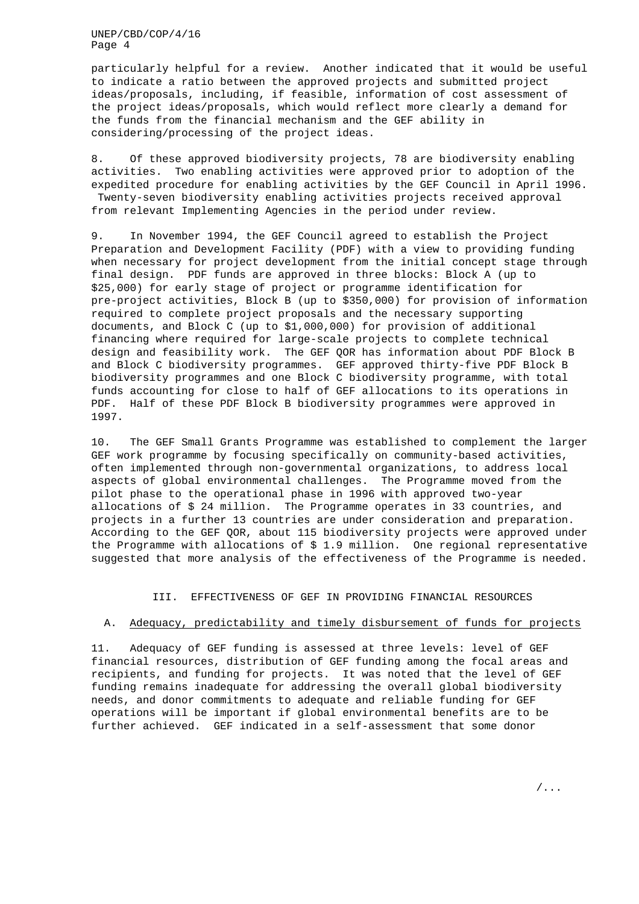particularly helpful for a review. Another indicated that it would be useful to indicate a ratio between the approved projects and submitted project ideas/proposals, including, if feasible, information of cost assessment of the project ideas/proposals, which would reflect more clearly a demand for the funds from the financial mechanism and the GEF ability in considering/processing of the project ideas.

8. Of these approved biodiversity projects, 78 are biodiversity enabling activities. Two enabling activities were approved prior to adoption of the expedited procedure for enabling activities by the GEF Council in April 1996. Twenty-seven biodiversity enabling activities projects received approval from relevant Implementing Agencies in the period under review.

9. In November 1994, the GEF Council agreed to establish the Project Preparation and Development Facility (PDF) with a view to providing funding when necessary for project development from the initial concept stage through final design. PDF funds are approved in three blocks: Block A (up to $25,000) for early stage of project or programme identification for pre-project activities, Block B (up to $350,000) for provision of information required to complete project proposals and the necessary supporting documents, and Block C (up to $1,000,000) for provision of additional financing where required for large-scale projects to complete technical design and feasibility work. The GEF QOR has information about PDF Block B and Block C biodiversity programmes. GEF approved thirty-five PDF Block B biodiversity programmes and one Block C biodiversity programme, with total funds accounting for close to half of GEF allocations to its operations in PDF. Half of these PDF Block B biodiversity programmes were approved in 1997.

10. The GEF Small Grants Programme was established to complement the larger GEF work programme by focusing specifically on community-based activities, often implemented through non-governmental organizations, to address local aspects of global environmental challenges. The Programme moved from the pilot phase to the operational phase in 1996 with approved two-year allocations of $ 24 million. The Programme operates in 33 countries, and projects in a further 13 countries are under consideration and preparation. According to the GEF QOR, about 115 biodiversity projects were approved under the Programme with allocations of $ 1.9 million. One regional representative suggested that more analysis of the effectiveness of the Programme is needed.

## III. EFFECTIVENESS OF GEF IN PROVIDING FINANCIAL RESOURCES

### A. Adequacy, predictability and timely disbursement of funds for projects

11. Adequacy of GEF funding is assessed at three levels: level of GEF financial resources, distribution of GEF funding among the focal areas and recipients, and funding for projects. It was noted that the level of GEF funding remains inadequate for addressing the overall global biodiversity needs, and donor commitments to adequate and reliable funding for GEF operations will be important if global environmental benefits are to be further achieved. GEF indicated in a self-assessment that some donor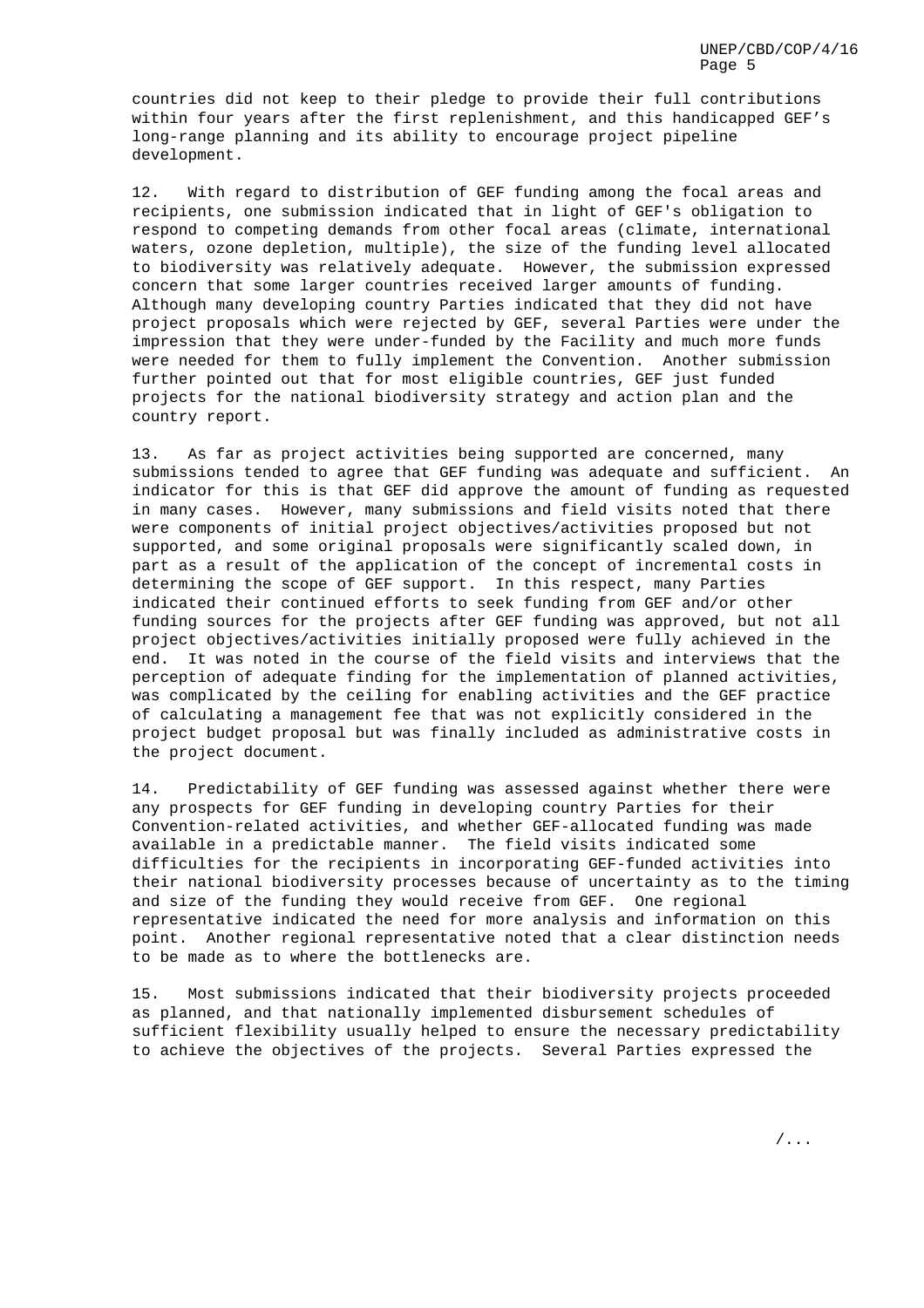countries did not keep to their pledge to provide their full contributions within four years after the first replenishment, and this handicapped GEF's long-range planning and its ability to encourage project pipeline development.

12. With regard to distribution of GEF funding among the focal areas and recipients, one submission indicated that in light of GEF's obligation to respond to competing demands from other focal areas (climate, international waters, ozone depletion, multiple), the size of the funding level allocated to biodiversity was relatively adequate. However, the submission expressed concern that some larger countries received larger amounts of funding. Although many developing country Parties indicated that they did not have project proposals which were rejected by GEF, several Parties were under the impression that they were under-funded by the Facility and much more funds were needed for them to fully implement the Convention. Another submission further pointed out that for most eligible countries, GEF just funded projects for the national biodiversity strategy and action plan and the country report.

13. As far as project activities being supported are concerned, many submissions tended to agree that GEF funding was adequate and sufficient. An indicator for this is that GEF did approve the amount of funding as requested in many cases. However, many submissions and field visits noted that there were components of initial project objectives/activities proposed but not supported, and some original proposals were significantly scaled down, in part as a result of the application of the concept of incremental costs in determining the scope of GEF support. In this respect, many Parties indicated their continued efforts to seek funding from GEF and/or other funding sources for the projects after GEF funding was approved, but not all project objectives/activities initially proposed were fully achieved in the end. It was noted in the course of the field visits and interviews that the perception of adequate finding for the implementation of planned activities, was complicated by the ceiling for enabling activities and the GEF practice of calculating a management fee that was not explicitly considered in the project budget proposal but was finally included as administrative costs in the project document.

14. Predictability of GEF funding was assessed against whether there were any prospects for GEF funding in developing country Parties for their Convention-related activities, and whether GEF-allocated funding was made available in a predictable manner. The field visits indicated some difficulties for the recipients in incorporating GEF-funded activities into their national biodiversity processes because of uncertainty as to the timing and size of the funding they would receive from GEF. One regional representative indicated the need for more analysis and information on this point. Another regional representative noted that a clear distinction needs to be made as to where the bottlenecks are.

15. Most submissions indicated that their biodiversity projects proceeded as planned, and that nationally implemented disbursement schedules of sufficient flexibility usually helped to ensure the necessary predictability to achieve the objectives of the projects. Several Parties expressed the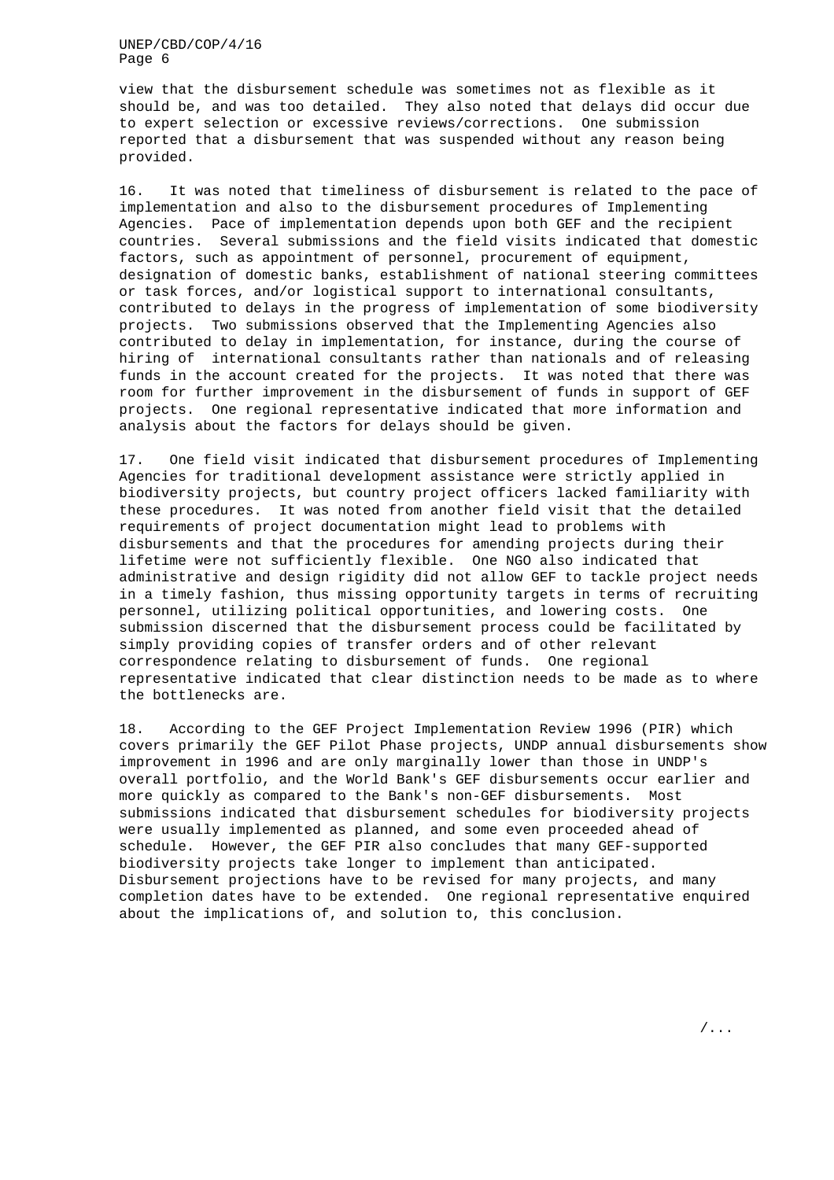view that the disbursement schedule was sometimes not as flexible as it should be, and was too detailed. They also noted that delays did occur due to expert selection or excessive reviews/corrections. One submission reported that a disbursement that was suspended without any reason being provided.

16. It was noted that timeliness of disbursement is related to the pace of implementation and also to the disbursement procedures of Implementing Agencies. Pace of implementation depends upon both GEF and the recipient countries. Several submissions and the field visits indicated that domestic factors, such as appointment of personnel, procurement of equipment, designation of domestic banks, establishment of national steering committees or task forces, and/or logistical support to international consultants, contributed to delays in the progress of implementation of some biodiversity projects. Two submissions observed that the Implementing Agencies also contributed to delay in implementation, for instance, during the course of hiring of international consultants rather than nationals and of releasing funds in the account created for the projects. It was noted that there was room for further improvement in the disbursement of funds in support of GEF projects. One regional representative indicated that more information and analysis about the factors for delays should be given.

17. One field visit indicated that disbursement procedures of Implementing Agencies for traditional development assistance were strictly applied in biodiversity projects, but country project officers lacked familiarity with these procedures. It was noted from another field visit that the detailed requirements of project documentation might lead to problems with disbursements and that the procedures for amending projects during their lifetime were not sufficiently flexible. One NGO also indicated that administrative and design rigidity did not allow GEF to tackle project needs in a timely fashion, thus missing opportunity targets in terms of recruiting personnel, utilizing political opportunities, and lowering costs. One submission discerned that the disbursement process could be facilitated by simply providing copies of transfer orders and of other relevant correspondence relating to disbursement of funds. One regional representative indicated that clear distinction needs to be made as to where the bottlenecks are.

18. According to the GEF Project Implementation Review 1996 (PIR) which covers primarily the GEF Pilot Phase projects, UNDP annual disbursements show improvement in 1996 and are only marginally lower than those in UNDP's overall portfolio, and the World Bank's GEF disbursements occur earlier and more quickly as compared to the Bank's non-GEF disbursements. Most submissions indicated that disbursement schedules for biodiversity projects were usually implemented as planned, and some even proceeded ahead of schedule. However, the GEF PIR also concludes that many GEF-supported biodiversity projects take longer to implement than anticipated. Disbursement projections have to be revised for many projects, and many completion dates have to be extended. One regional representative enquired about the implications of, and solution to, this conclusion.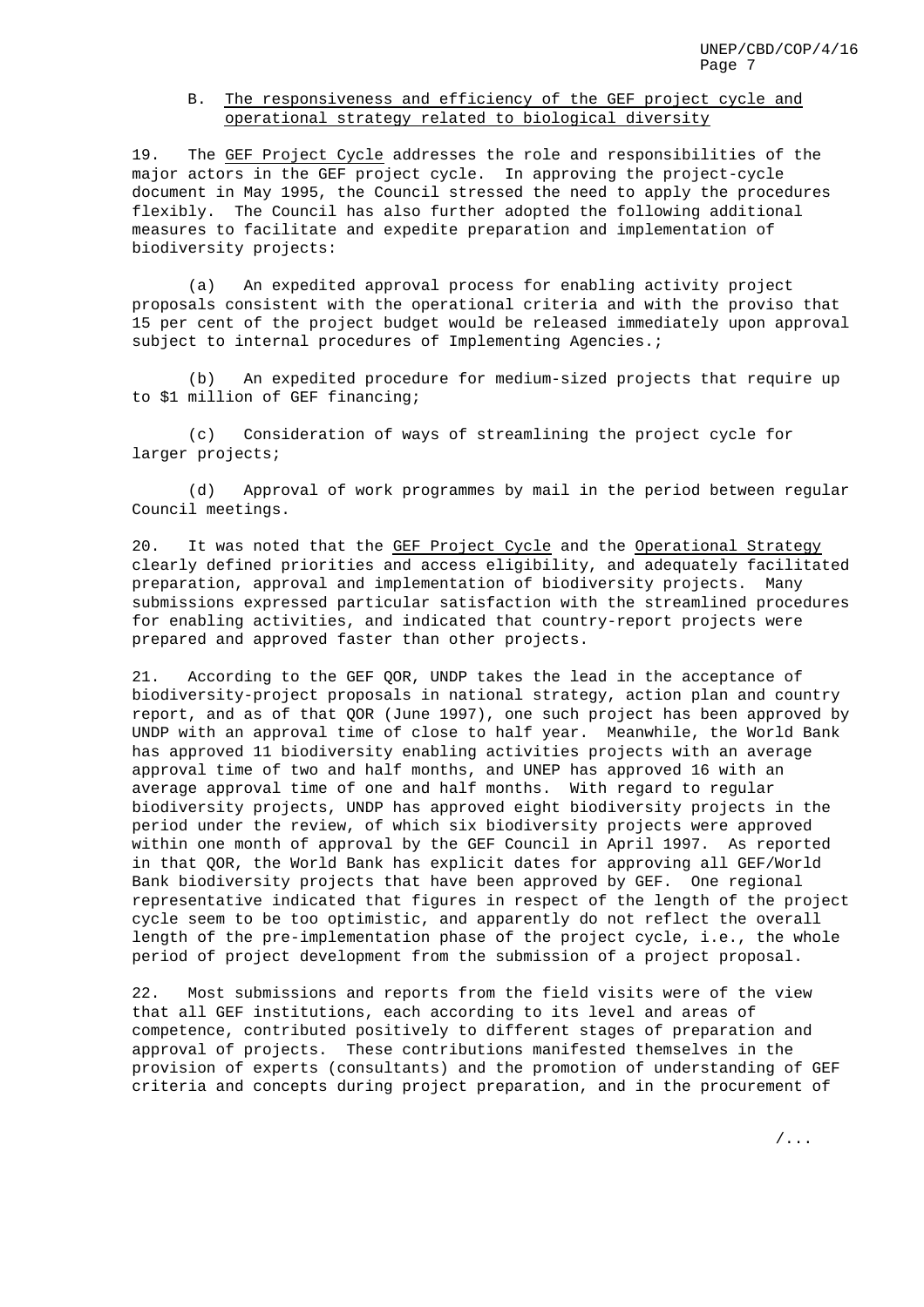### B. The responsiveness and efficiency of the GEF project cycle and operational strategy related to biological diversity

19. The GEF Project Cycle addresses the role and responsibilities of the major actors in the GEF project cycle. In approving the project-cycle document in May 1995, the Council stressed the need to apply the procedures flexibly. The Council has also further adopted the following additional measures to facilitate and expedite preparation and implementation of biodiversity projects:

(a) An expedited approval process for enabling activity project proposals consistent with the operational criteria and with the proviso that 15 per cent of the project budget would be released immediately upon approval subject to internal procedures of Implementing Agencies.;

(b) An expedited procedure for medium-sized projects that require up to $1 million of GEF financing;

(c) Consideration of ways of streamlining the project cycle for larger projects;

(d) Approval of work programmes by mail in the period between regular Council meetings.

20. It was noted that the GEF Project Cycle and the Operational Strategy clearly defined priorities and access eligibility, and adequately facilitated preparation, approval and implementation of biodiversity projects. Many submissions expressed particular satisfaction with the streamlined procedures for enabling activities, and indicated that country-report projects were prepared and approved faster than other projects.

21. According to the GEF QOR, UNDP takes the lead in the acceptance of biodiversity-project proposals in national strategy, action plan and country report, and as of that QOR (June 1997), one such project has been approved by UNDP with an approval time of close to half year. Meanwhile, the World Bank has approved 11 biodiversity enabling activities projects with an average approval time of two and half months, and UNEP has approved 16 with an average approval time of one and half months. With regard to regular biodiversity projects, UNDP has approved eight biodiversity projects in the period under the review, of which six biodiversity projects were approved within one month of approval by the GEF Council in April 1997. As reported in that QOR, the World Bank has explicit dates for approving all GEF/World Bank biodiversity projects that have been approved by GEF. One regional representative indicated that figures in respect of the length of the project cycle seem to be too optimistic, and apparently do not reflect the overall length of the pre-implementation phase of the project cycle, i.e., the whole period of project development from the submission of a project proposal.

22. Most submissions and reports from the field visits were of the view that all GEF institutions, each according to its level and areas of competence, contributed positively to different stages of preparation and approval of projects. These contributions manifested themselves in the provision of experts (consultants) and the promotion of understanding of GEF criteria and concepts during project preparation, and in the procurement of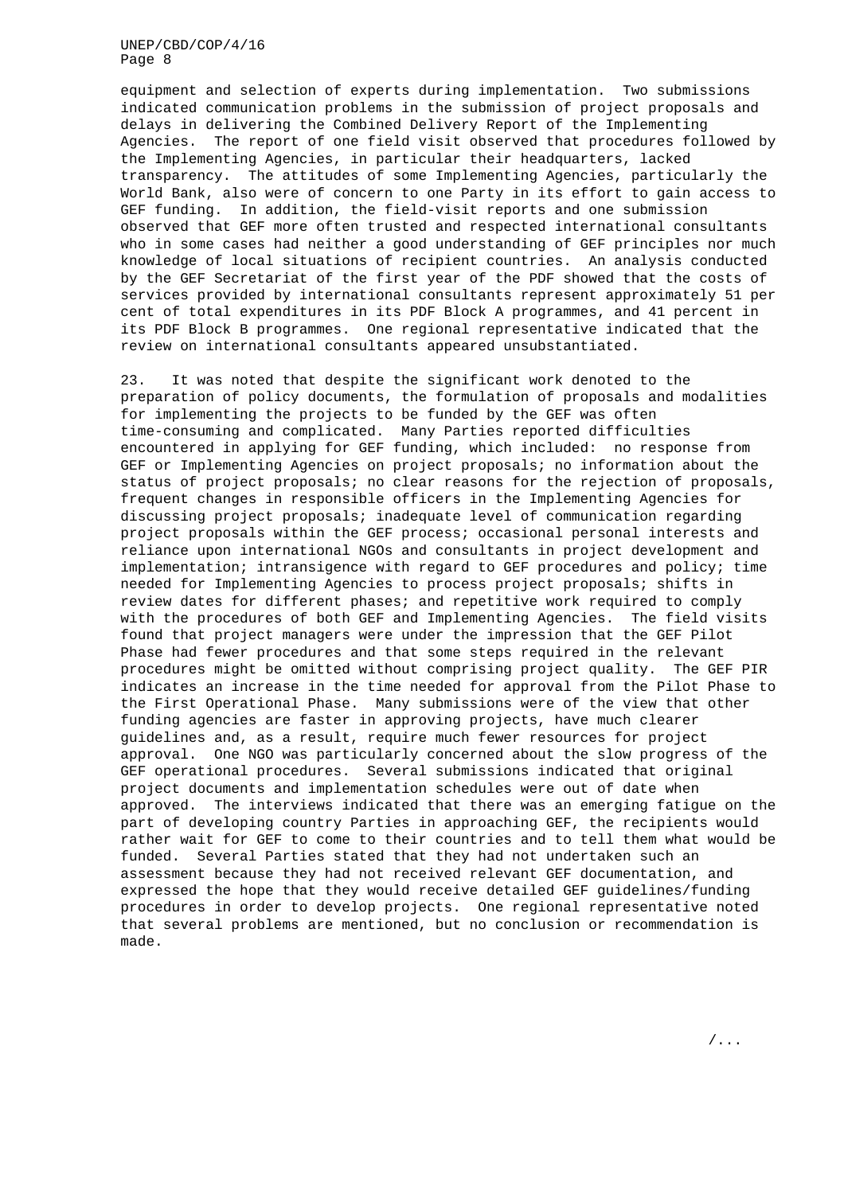equipment and selection of experts during implementation. Two submissions indicated communication problems in the submission of project proposals and delays in delivering the Combined Delivery Report of the Implementing Agencies. The report of one field visit observed that procedures followed by the Implementing Agencies, in particular their headquarters, lacked transparency. The attitudes of some Implementing Agencies, particularly the World Bank, also were of concern to one Party in its effort to gain access to GEF funding. In addition, the field-visit reports and one submission observed that GEF more often trusted and respected international consultants who in some cases had neither a good understanding of GEF principles nor much knowledge of local situations of recipient countries. An analysis conducted by the GEF Secretariat of the first year of the PDF showed that the costs of services provided by international consultants represent approximately 51 per cent of total expenditures in its PDF Block A programmes, and 41 percent in its PDF Block B programmes. One regional representative indicated that the review on international consultants appeared unsubstantiated.

23. It was noted that despite the significant work denoted to the preparation of policy documents, the formulation of proposals and modalities for implementing the projects to be funded by the GEF was often time-consuming and complicated. Many Parties reported difficulties encountered in applying for GEF funding, which included: no response from GEF or Implementing Agencies on project proposals; no information about the status of project proposals; no clear reasons for the rejection of proposals, frequent changes in responsible officers in the Implementing Agencies for discussing project proposals; inadequate level of communication regarding project proposals within the GEF process; occasional personal interests and reliance upon international NGOs and consultants in project development and implementation; intransigence with regard to GEF procedures and policy; time needed for Implementing Agencies to process project proposals; shifts in review dates for different phases; and repetitive work required to comply with the procedures of both GEF and Implementing Agencies. The field visits found that project managers were under the impression that the GEF Pilot Phase had fewer procedures and that some steps required in the relevant procedures might be omitted without comprising project quality. The GEF PIR indicates an increase in the time needed for approval from the Pilot Phase to the First Operational Phase. Many submissions were of the view that other funding agencies are faster in approving projects, have much clearer guidelines and, as a result, require much fewer resources for project approval. One NGO was particularly concerned about the slow progress of the GEF operational procedures. Several submissions indicated that original project documents and implementation schedules were out of date when approved. The interviews indicated that there was an emerging fatigue on the part of developing country Parties in approaching GEF, the recipients would rather wait for GEF to come to their countries and to tell them what would be funded. Several Parties stated that they had not undertaken such an assessment because they had not received relevant GEF documentation, and expressed the hope that they would receive detailed GEF guidelines/funding procedures in order to develop projects. One regional representative noted that several problems are mentioned, but no conclusion or recommendation is made.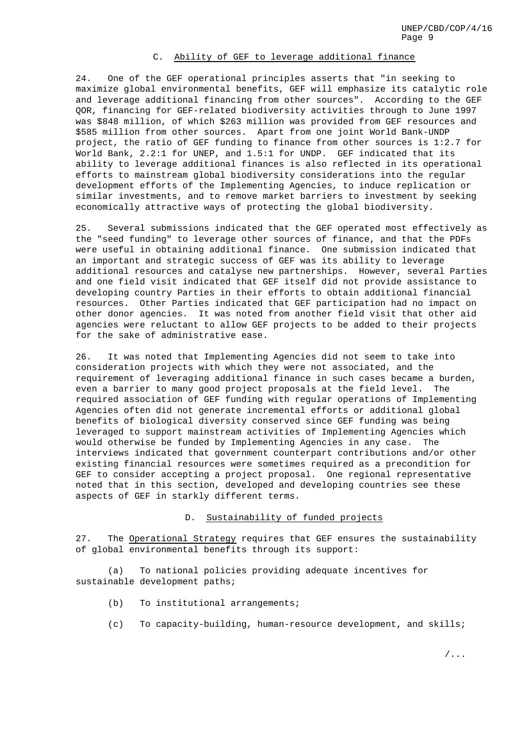### C. Ability of GEF to leverage additional finance

24. One of the GEF operational principles asserts that "in seeking to maximize global environmental benefits, GEF will emphasize its catalytic role and leverage additional financing from other sources". According to the GEF QOR, financing for GEF-related biodiversity activities through to June 1997 was $848 million, of which $263 million was provided from GEF resources and $585 million from other sources. Apart from one joint World Bank-UNDP project, the ratio of GEF funding to finance from other sources is 1:2.7 for World Bank, 2.2:1 for UNEP, and 1.5:1 for UNDP. GEF indicated that its ability to leverage additional finances is also reflected in its operational efforts to mainstream global biodiversity considerations into the regular development efforts of the Implementing Agencies, to induce replication or similar investments, and to remove market barriers to investment by seeking economically attractive ways of protecting the global biodiversity.

25. Several submissions indicated that the GEF operated most effectively as the "seed funding" to leverage other sources of finance, and that the PDFs were useful in obtaining additional finance. One submission indicated that an important and strategic success of GEF was its ability to leverage additional resources and catalyse new partnerships. However, several Parties and one field visit indicated that GEF itself did not provide assistance to developing country Parties in their efforts to obtain additional financial resources. Other Parties indicated that GEF participation had no impact on other donor agencies. It was noted from another field visit that other aid agencies were reluctant to allow GEF projects to be added to their projects for the sake of administrative ease.

26. It was noted that Implementing Agencies did not seem to take into consideration projects with which they were not associated, and the requirement of leveraging additional finance in such cases became a burden, even a barrier to many good project proposals at the field level. The required association of GEF funding with regular operations of Implementing Agencies often did not generate incremental efforts or additional global benefits of biological diversity conserved since GEF funding was being leveraged to support mainstream activities of Implementing Agencies which would otherwise be funded by Implementing Agencies in any case. The interviews indicated that government counterpart contributions and/or other existing financial resources were sometimes required as a precondition for GEF to consider accepting a project proposal. One regional representative noted that in this section, developed and developing countries see these aspects of GEF in starkly different terms.

### D. Sustainability of funded projects

27. The Operational Strategy requires that GEF ensures the sustainability of global environmental benefits through its support:

(a) To national policies providing adequate incentives for sustainable development paths;

(b) To institutional arrangements;

(c) To capacity-building, human-resource development, and skills;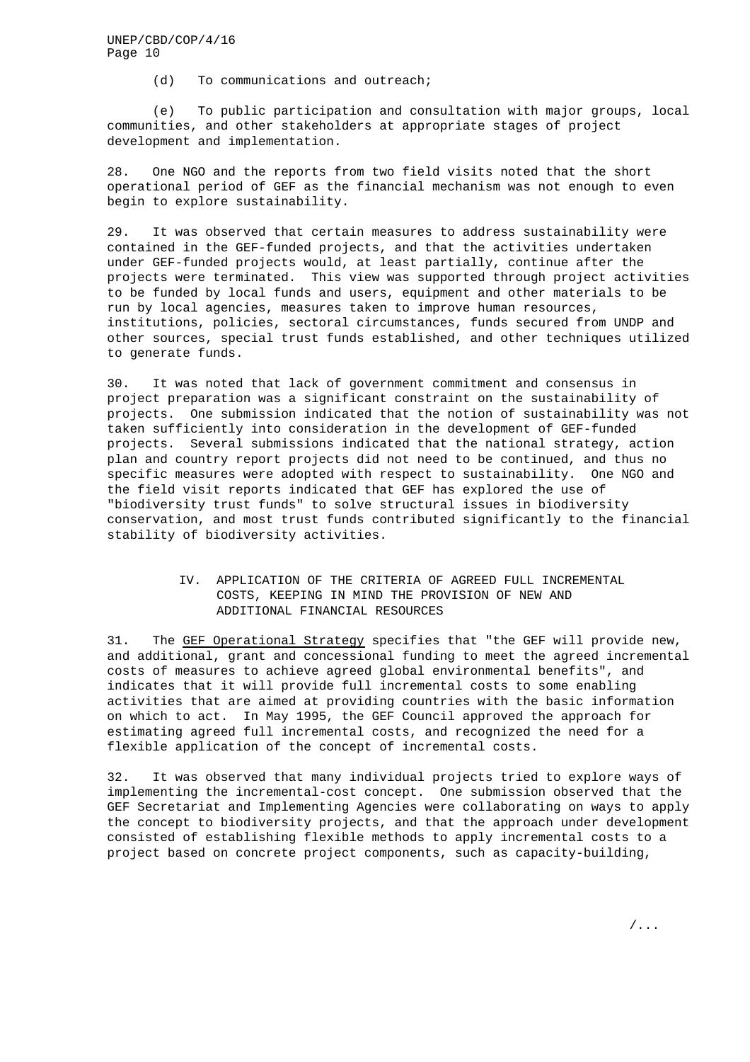(d) To communications and outreach;

(e) To public participation and consultation with major groups, local communities, and other stakeholders at appropriate stages of project development and implementation.

28. One NGO and the reports from two field visits noted that the short operational period of GEF as the financial mechanism was not enough to even begin to explore sustainability.

29. It was observed that certain measures to address sustainability were contained in the GEF-funded projects, and that the activities undertaken under GEF-funded projects would, at least partially, continue after the projects were terminated. This view was supported through project activities to be funded by local funds and users, equipment and other materials to be run by local agencies, measures taken to improve human resources, institutions, policies, sectoral circumstances, funds secured from UNDP and other sources, special trust funds established, and other techniques utilized to generate funds.

30. It was noted that lack of government commitment and consensus in project preparation was a significant constraint on the sustainability of projects. One submission indicated that the notion of sustainability was not taken sufficiently into consideration in the development of GEF-funded projects. Several submissions indicated that the national strategy, action plan and country report projects did not need to be continued, and thus no specific measures were adopted with respect to sustainability. One NGO and the field visit reports indicated that GEF has explored the use of "biodiversity trust funds" to solve structural issues in biodiversity conservation, and most trust funds contributed significantly to the financial stability of biodiversity activities.

## IV. APPLICATION OF THE CRITERIA OF AGREED FULL INCREMENTAL COSTS, KEEPING IN MIND THE PROVISION OF NEW AND ADDITIONAL FINANCIAL RESOURCES

31. The GEF Operational Strategy specifies that "the GEF will provide new, and additional, grant and concessional funding to meet the agreed incremental costs of measures to achieve agreed global environmental benefits", and indicates that it will provide full incremental costs to some enabling activities that are aimed at providing countries with the basic information on which to act. In May 1995, the GEF Council approved the approach for estimating agreed full incremental costs, and recognized the need for a flexible application of the concept of incremental costs.

32. It was observed that many individual projects tried to explore ways of implementing the incremental-cost concept. One submission observed that the GEF Secretariat and Implementing Agencies were collaborating on ways to apply the concept to biodiversity projects, and that the approach under development consisted of establishing flexible methods to apply incremental costs to a project based on concrete project components, such as capacity-building,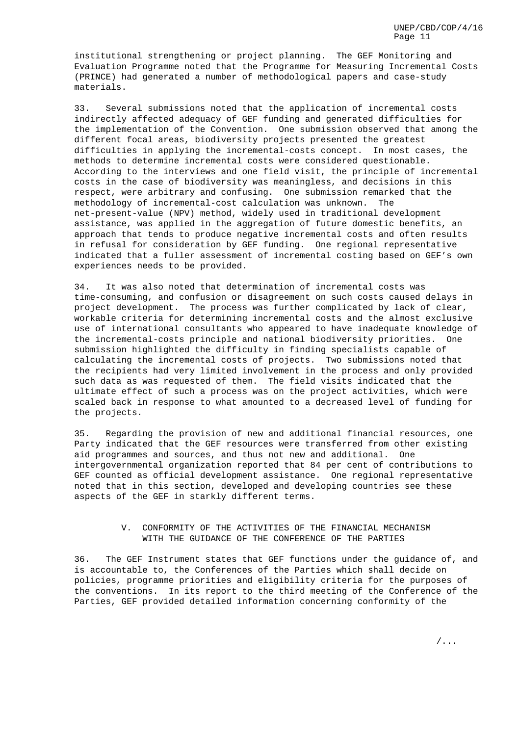institutional strengthening or project planning. The GEF Monitoring and Evaluation Programme noted that the Programme for Measuring Incremental Costs (PRINCE) had generated a number of methodological papers and case-study materials.

33. Several submissions noted that the application of incremental costs indirectly affected adequacy of GEF funding and generated difficulties for the implementation of the Convention. One submission observed that among the different focal areas, biodiversity projects presented the greatest difficulties in applying the incremental-costs concept. In most cases, the methods to determine incremental costs were considered questionable. According to the interviews and one field visit, the principle of incremental costs in the case of biodiversity was meaningless, and decisions in this respect, were arbitrary and confusing. One submission remarked that the methodology of incremental-cost calculation was unknown. The net-present-value (NPV) method, widely used in traditional development assistance, was applied in the aggregation of future domestic benefits, an approach that tends to produce negative incremental costs and often results in refusal for consideration by GEF funding. One regional representative indicated that a fuller assessment of incremental costing based on GEF's own experiences needs to be provided.

34. It was also noted that determination of incremental costs was time-consuming, and confusion or disagreement on such costs caused delays in project development. The process was further complicated by lack of clear, workable criteria for determining incremental costs and the almost exclusive use of international consultants who appeared to have inadequate knowledge of the incremental-costs principle and national biodiversity priorities. One submission highlighted the difficulty in finding specialists capable of calculating the incremental costs of projects. Two submissions noted that the recipients had very limited involvement in the process and only provided such data as was requested of them. The field visits indicated that the ultimate effect of such a process was on the project activities, which were scaled back in response to what amounted to a decreased level of funding for the projects.

35. Regarding the provision of new and additional financial resources, one Party indicated that the GEF resources were transferred from other existing aid programmes and sources, and thus not new and additional. One intergovernmental organization reported that 84 per cent of contributions to GEF counted as official development assistance. One regional representative noted that in this section, developed and developing countries see these aspects of the GEF in starkly different terms.

## V. CONFORMITY OF THE ACTIVITIES OF THE FINANCIAL MECHANISM WITH THE GUIDANCE OF THE CONFERENCE OF THE PARTIES

36. The GEF Instrument states that GEF functions under the guidance of, and is accountable to, the Conferences of the Parties which shall decide on policies, programme priorities and eligibility criteria for the purposes of the conventions. In its report to the third meeting of the Conference of the Parties, GEF provided detailed information concerning conformity of the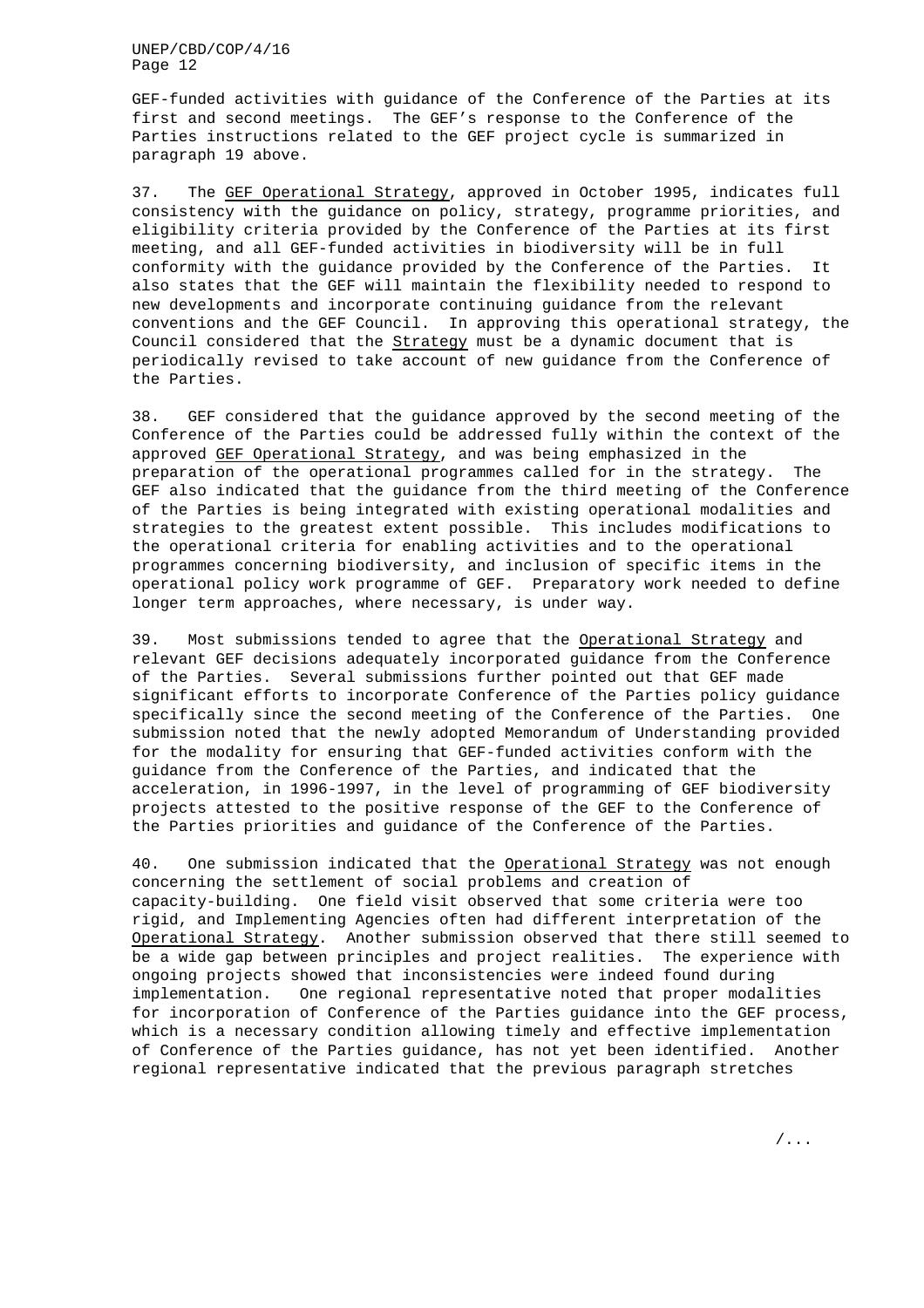GEF-funded activities with guidance of the Conference of the Parties at its first and second meetings. The GEF's response to the Conference of the Parties instructions related to the GEF project cycle is summarized in paragraph 19 above.

37. The GEF Operational Strategy, approved in October 1995, indicates full consistency with the guidance on policy, strategy, programme priorities, and eligibility criteria provided by the Conference of the Parties at its first meeting, and all GEF-funded activities in biodiversity will be in full conformity with the guidance provided by the Conference of the Parties. It also states that the GEF will maintain the flexibility needed to respond to new developments and incorporate continuing guidance from the relevant conventions and the GEF Council. In approving this operational strategy, the Council considered that the Strategy must be a dynamic document that is periodically revised to take account of new guidance from the Conference of the Parties.

38. GEF considered that the guidance approved by the second meeting of the Conference of the Parties could be addressed fully within the context of the approved GEF Operational Strategy, and was being emphasized in the preparation of the operational programmes called for in the strategy. The GEF also indicated that the guidance from the third meeting of the Conference of the Parties is being integrated with existing operational modalities and strategies to the greatest extent possible. This includes modifications to the operational criteria for enabling activities and to the operational programmes concerning biodiversity, and inclusion of specific items in the operational policy work programme of GEF. Preparatory work needed to define longer term approaches, where necessary, is under way.

39. Most submissions tended to agree that the Operational Strategy and relevant GEF decisions adequately incorporated guidance from the Conference of the Parties. Several submissions further pointed out that GEF made significant efforts to incorporate Conference of the Parties policy guidance specifically since the second meeting of the Conference of the Parties. One submission noted that the newly adopted Memorandum of Understanding provided for the modality for ensuring that GEF-funded activities conform with the guidance from the Conference of the Parties, and indicated that the acceleration, in 1996-1997, in the level of programming of GEF biodiversity projects attested to the positive response of the GEF to the Conference of the Parties priorities and guidance of the Conference of the Parties.

40. One submission indicated that the Operational Strategy was not enough concerning the settlement of social problems and creation of capacity-building. One field visit observed that some criteria were too rigid, and Implementing Agencies often had different interpretation of the Operational Strategy. Another submission observed that there still seemed to be a wide gap between principles and project realities. The experience with ongoing projects showed that inconsistencies were indeed found during implementation. One regional representative noted that proper modalities for incorporation of Conference of the Parties guidance into the GEF process, which is a necessary condition allowing timely and effective implementation of Conference of the Parties guidance, has not yet been identified. Another regional representative indicated that the previous paragraph stretches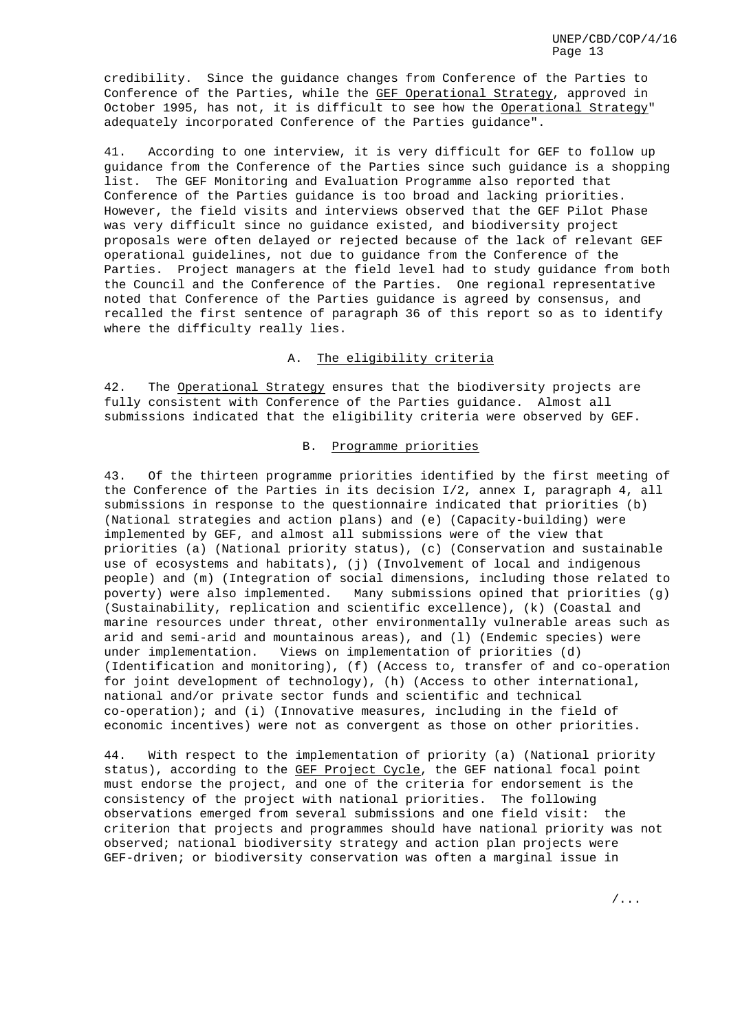credibility. Since the guidance changes from Conference of the Parties to Conference of the Parties, while the GEF Operational Strategy, approved in October 1995, has not, it is difficult to see how the Operational Strategy" adequately incorporated Conference of the Parties guidance".

41. According to one interview, it is very difficult for GEF to follow up guidance from the Conference of the Parties since such guidance is a shopping list. The GEF Monitoring and Evaluation Programme also reported that Conference of the Parties guidance is too broad and lacking priorities. However, the field visits and interviews observed that the GEF Pilot Phase was very difficult since no guidance existed, and biodiversity project proposals were often delayed or rejected because of the lack of relevant GEF operational guidelines, not due to guidance from the Conference of the Parties. Project managers at the field level had to study guidance from both the Council and the Conference of the Parties. One regional representative noted that Conference of the Parties guidance is agreed by consensus, and recalled the first sentence of paragraph 36 of this report so as to identify where the difficulty really lies.

## A. The eligibility criteria

42. The Operational Strategy ensures that the biodiversity projects are fully consistent with Conference of the Parties guidance. Almost all submissions indicated that the eligibility criteria were observed by GEF.

## B. Programme priorities

43. Of the thirteen programme priorities identified by the first meeting of the Conference of the Parties in its decision I/2, annex I, paragraph 4, all submissions in response to the questionnaire indicated that priorities (b) (National strategies and action plans) and (e) (Capacity-building) were implemented by GEF, and almost all submissions were of the view that priorities (a) (National priority status), (c) (Conservation and sustainable use of ecosystems and habitats), (j) (Involvement of local and indigenous people) and (m) (Integration of social dimensions, including those related to poverty) were also implemented. Many submissions opined that priorities (g) (Sustainability, replication and scientific excellence), (k) (Coastal and marine resources under threat, other environmentally vulnerable areas such as arid and semi-arid and mountainous areas), and (l) (Endemic species) were under implementation. Views on implementation of priorities (d) (Identification and monitoring), (f) (Access to, transfer of and co-operation for joint development of technology), (h) (Access to other international, national and/or private sector funds and scientific and technical co-operation); and (i) (Innovative measures, including in the field of economic incentives) were not as convergent as those on other priorities.

44. With respect to the implementation of priority (a) (National priority status), according to the GEF Project Cycle, the GEF national focal point must endorse the project, and one of the criteria for endorsement is the consistency of the project with national priorities. The following observations emerged from several submissions and one field visit: the criterion that projects and programmes should have national priority was not observed; national biodiversity strategy and action plan projects were GEF-driven; or biodiversity conservation was often a marginal issue in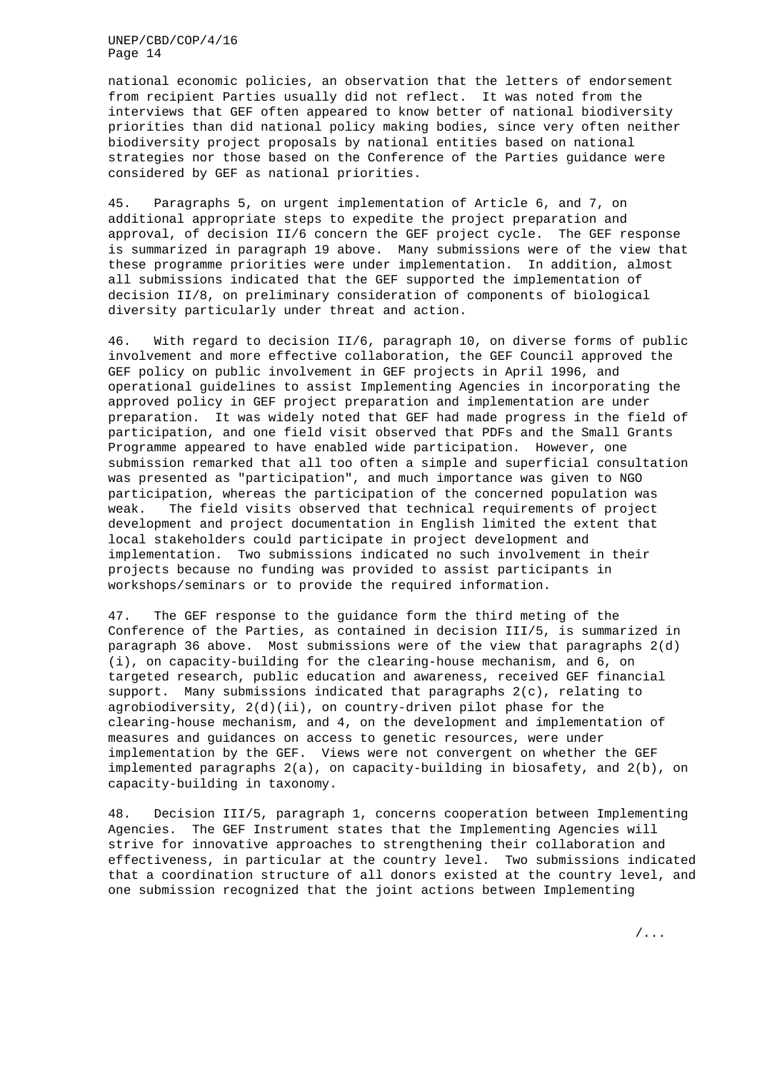national economic policies, an observation that the letters of endorsement from recipient Parties usually did not reflect. It was noted from the interviews that GEF often appeared to know better of national biodiversity priorities than did national policy making bodies, since very often neither biodiversity project proposals by national entities based on national strategies nor those based on the Conference of the Parties guidance were considered by GEF as national priorities.

45. Paragraphs 5, on urgent implementation of Article 6, and 7, on additional appropriate steps to expedite the project preparation and approval, of decision II/6 concern the GEF project cycle. The GEF response is summarized in paragraph 19 above. Many submissions were of the view that these programme priorities were under implementation. In addition, almost all submissions indicated that the GEF supported the implementation of decision II/8, on preliminary consideration of components of biological diversity particularly under threat and action.

46. With regard to decision II/6, paragraph 10, on diverse forms of public involvement and more effective collaboration, the GEF Council approved the GEF policy on public involvement in GEF projects in April 1996, and operational guidelines to assist Implementing Agencies in incorporating the approved policy in GEF project preparation and implementation are under preparation. It was widely noted that GEF had made progress in the field of participation, and one field visit observed that PDFs and the Small Grants Programme appeared to have enabled wide participation. However, one submission remarked that all too often a simple and superficial consultation was presented as "participation", and much importance was given to NGO participation, whereas the participation of the concerned population was weak. The field visits observed that technical requirements of project development and project documentation in English limited the extent that local stakeholders could participate in project development and implementation. Two submissions indicated no such involvement in their projects because no funding was provided to assist participants in workshops/seminars or to provide the required information.

47. The GEF response to the guidance form the third meting of the Conference of the Parties, as contained in decision III/5, is summarized in paragraph 36 above. Most submissions were of the view that paragraphs 2(d)(i), on capacity-building for the clearing-house mechanism, and 6, on targeted research, public education and awareness, received GEF financial support. Many submissions indicated that paragraphs 2(c), relating to agrobiodiversity, 2(d)(ii), on country-driven pilot phase for the clearing-house mechanism, and 4, on the development and implementation of measures and guidances on access to genetic resources, were under implementation by the GEF. Views were not convergent on whether the GEF implemented paragraphs 2(a), on capacity-building in biosafety, and 2(b), on capacity-building in taxonomy.

48. Decision III/5, paragraph 1, concerns cooperation between Implementing Agencies. The GEF Instrument states that the Implementing Agencies will strive for innovative approaches to strengthening their collaboration and effectiveness, in particular at the country level. Two submissions indicated that a coordination structure of all donors existed at the country level, and one submission recognized that the joint actions between Implementing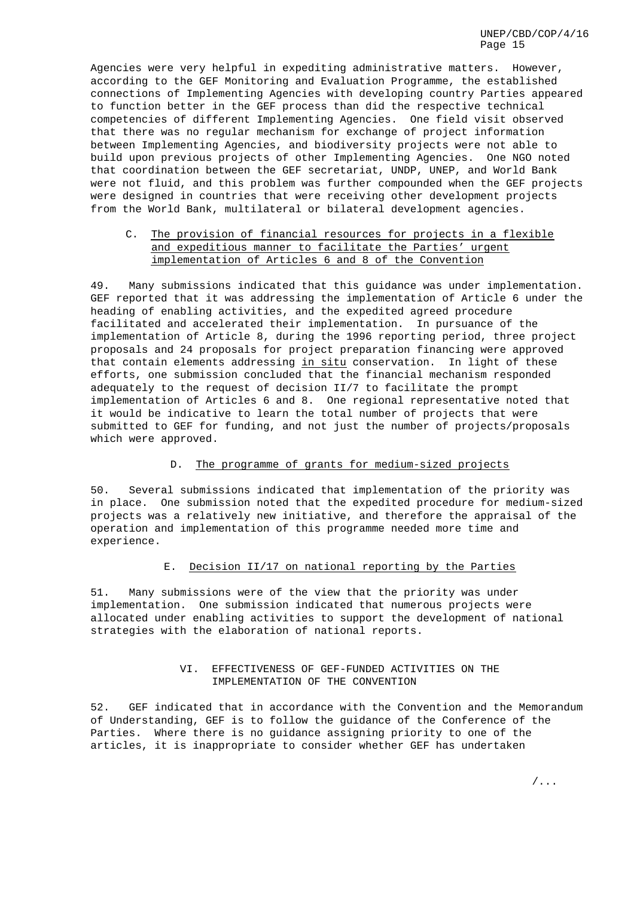Agencies were very helpful in expediting administrative matters. However, according to the GEF Monitoring and Evaluation Programme, the established connections of Implementing Agencies with developing country Parties appeared to function better in the GEF process than did the respective technical competencies of different Implementing Agencies. One field visit observed that there was no regular mechanism for exchange of project information between Implementing Agencies, and biodiversity projects were not able to build upon previous projects of other Implementing Agencies. One NGO noted that coordination between the GEF secretariat, UNDP, UNEP, and World Bank were not fluid, and this problem was further compounded when the GEF projects were designed in countries that were receiving other development projects from the World Bank, multilateral or bilateral development agencies.

### C. The provision of financial resources for projects in a flexible and expeditious manner to facilitate the Parties' urgent implementation of Articles 6 and 8 of the Convention

49. Many submissions indicated that this guidance was under implementation. GEF reported that it was addressing the implementation of Article 6 under the heading of enabling activities, and the expedited agreed procedure facilitated and accelerated their implementation. In pursuance of the implementation of Article 8, during the 1996 reporting period, three project proposals and 24 proposals for project preparation financing were approved that contain elements addressing in situ conservation. In light of these efforts, one submission concluded that the financial mechanism responded adequately to the request of decision II/7 to facilitate the prompt implementation of Articles 6 and 8. One regional representative noted that it would be indicative to learn the total number of projects that were submitted to GEF for funding, and not just the number of projects/proposals which were approved.

### D. The programme of grants for medium-sized projects

50. Several submissions indicated that implementation of the priority was in place. One submission noted that the expedited procedure for medium-sized projects was a relatively new initiative, and therefore the appraisal of the operation and implementation of this programme needed more time and experience.

### E. Decision II/17 on national reporting by the Parties

51. Many submissions were of the view that the priority was under implementation. One submission indicated that numerous projects were allocated under enabling activities to support the development of national strategies with the elaboration of national reports.

## VI. EFFECTIVENESS OF GEF-FUNDED ACTIVITIES ON THE IMPLEMENTATION OF THE CONVENTION

52. GEF indicated that in accordance with the Convention and the Memorandum of Understanding, GEF is to follow the guidance of the Conference of the Parties. Where there is no guidance assigning priority to one of the articles, it is inappropriate to consider whether GEF has undertaken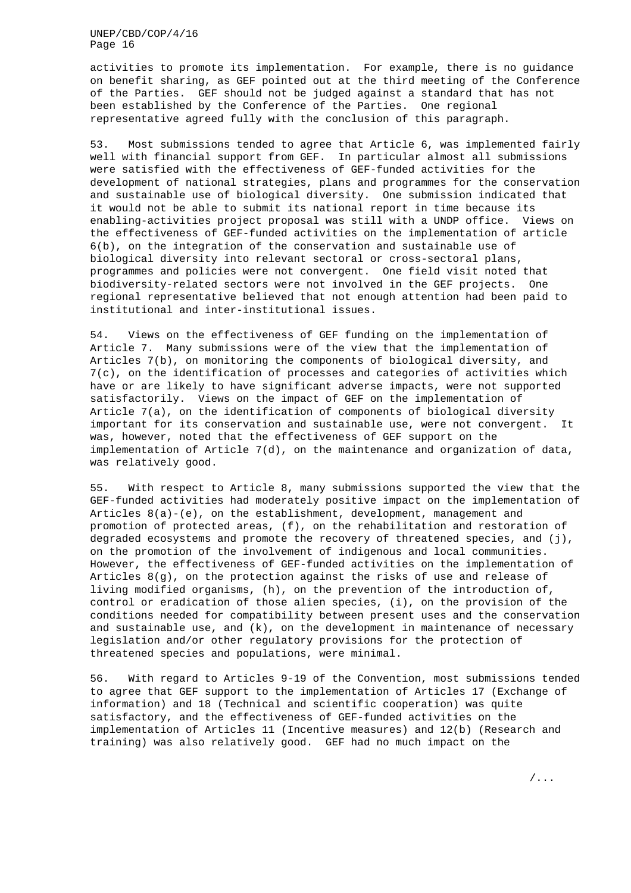activities to promote its implementation. For example, there is no guidance on benefit sharing, as GEF pointed out at the third meeting of the Conference of the Parties. GEF should not be judged against a standard that has not been established by the Conference of the Parties. One regional representative agreed fully with the conclusion of this paragraph.

53. Most submissions tended to agree that Article 6, was implemented fairly well with financial support from GEF. In particular almost all submissions were satisfied with the effectiveness of GEF-funded activities for the development of national strategies, plans and programmes for the conservation and sustainable use of biological diversity. One submission indicated that it would not be able to submit its national report in time because its enabling-activities project proposal was still with a UNDP office. Views on the effectiveness of GEF-funded activities on the implementation of article 6(b), on the integration of the conservation and sustainable use of biological diversity into relevant sectoral or cross-sectoral plans, programmes and policies were not convergent. One field visit noted that biodiversity-related sectors were not involved in the GEF projects. One regional representative believed that not enough attention had been paid to institutional and inter-institutional issues.

54. Views on the effectiveness of GEF funding on the implementation of Article 7. Many submissions were of the view that the implementation of Articles 7(b), on monitoring the components of biological diversity, and 7(c), on the identification of processes and categories of activities which have or are likely to have significant adverse impacts, were not supported satisfactorily. Views on the impact of GEF on the implementation of Article 7(a), on the identification of components of biological diversity important for its conservation and sustainable use, were not convergent. It was, however, noted that the effectiveness of GEF support on the implementation of Article 7(d), on the maintenance and organization of data, was relatively good.

55. With respect to Article 8, many submissions supported the view that the GEF-funded activities had moderately positive impact on the implementation of Articles 8(a)-(e), on the establishment, development, management and promotion of protected areas, (f), on the rehabilitation and restoration of degraded ecosystems and promote the recovery of threatened species, and (j), on the promotion of the involvement of indigenous and local communities. However, the effectiveness of GEF-funded activities on the implementation of Articles 8(g), on the protection against the risks of use and release of living modified organisms, (h), on the prevention of the introduction of, control or eradication of those alien species, (i), on the provision of the conditions needed for compatibility between present uses and the conservation and sustainable use, and (k), on the development in maintenance of necessary legislation and/or other regulatory provisions for the protection of threatened species and populations, were minimal.

56. With regard to Articles 9-19 of the Convention, most submissions tended to agree that GEF support to the implementation of Articles 17 (Exchange of information) and 18 (Technical and scientific cooperation) was quite satisfactory, and the effectiveness of GEF-funded activities on the implementation of Articles 11 (Incentive measures) and 12(b) (Research and training) was also relatively good. GEF had no much impact on the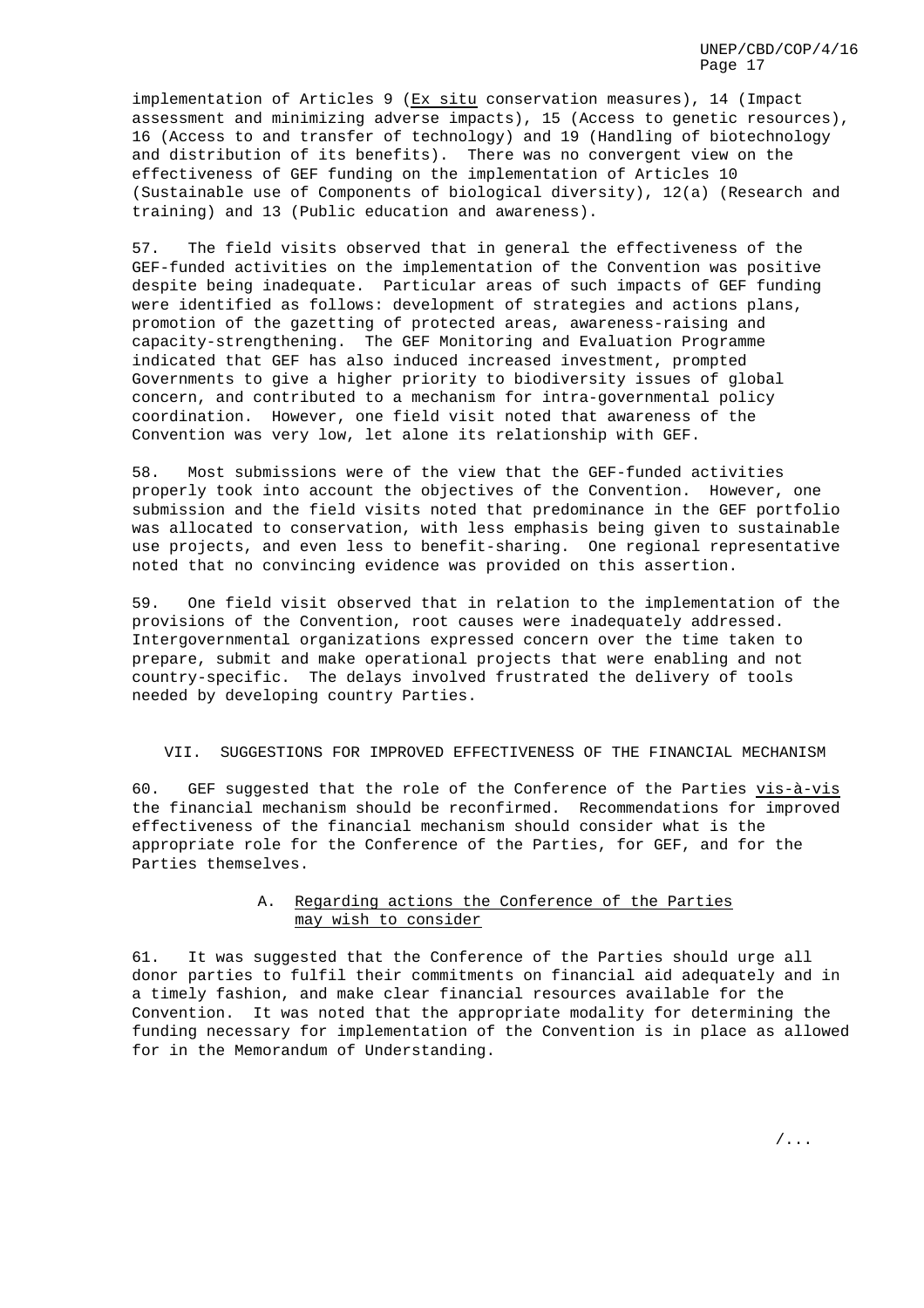implementation of Articles 9 (*Ex situ* conservation measures), 14 (Impact assessment and minimizing adverse impacts), 15 (Access to genetic resources), 16 (Access to and transfer of technology) and 19 (Handling of biotechnology and distribution of its benefits). There was no convergent view on the effectiveness of GEF funding on the implementation of Articles 10 (Sustainable use of Components of biological diversity), 12(a) (Research and training) and 13 (Public education and awareness).

57. The field visits observed that in general the effectiveness of the GEF-funded activities on the implementation of the Convention was positive despite being inadequate. Particular areas of such impacts of GEF funding were identified as follows: development of strategies and actions plans, promotion of the gazetting of protected areas, awareness-raising and capacity-strengthening. The GEF Monitoring and Evaluation Programme indicated that GEF has also induced increased investment, prompted Governments to give a higher priority to biodiversity issues of global concern, and contributed to a mechanism for intra-governmental policy coordination. However, one field visit noted that awareness of the Convention was very low, let alone its relationship with GEF.

58. Most submissions were of the view that the GEF-funded activities properly took into account the objectives of the Convention. However, one submission and the field visits noted that predominance in the GEF portfolio was allocated to conservation, with less emphasis being given to sustainable use projects, and even less to benefit-sharing. One regional representative noted that no convincing evidence was provided on this assertion.

59. One field visit observed that in relation to the implementation of the provisions of the Convention, root causes were inadequately addressed. Intergovernmental organizations expressed concern over the time taken to prepare, submit and make operational projects that were enabling and not country-specific. The delays involved frustrated the delivery of tools needed by developing country Parties.

## VII. SUGGESTIONS FOR IMPROVED EFFECTIVENESS OF THE FINANCIAL MECHANISM

60. GEF suggested that the role of the Conference of the Parties *vis-à-vis* the financial mechanism should be reconfirmed. Recommendations for improved effectiveness of the financial mechanism should consider what is the appropriate role for the Conference of the Parties, for GEF, and for the Parties themselves.

### A. Regarding actions the Conference of the Parties may wish to consider

61. It was suggested that the Conference of the Parties should urge all donor parties to fulfil their commitments on financial aid adequately and in a timely fashion, and make clear financial resources available for the Convention. It was noted that the appropriate modality for determining the funding necessary for implementation of the Convention is in place as allowed for in the Memorandum of Understanding.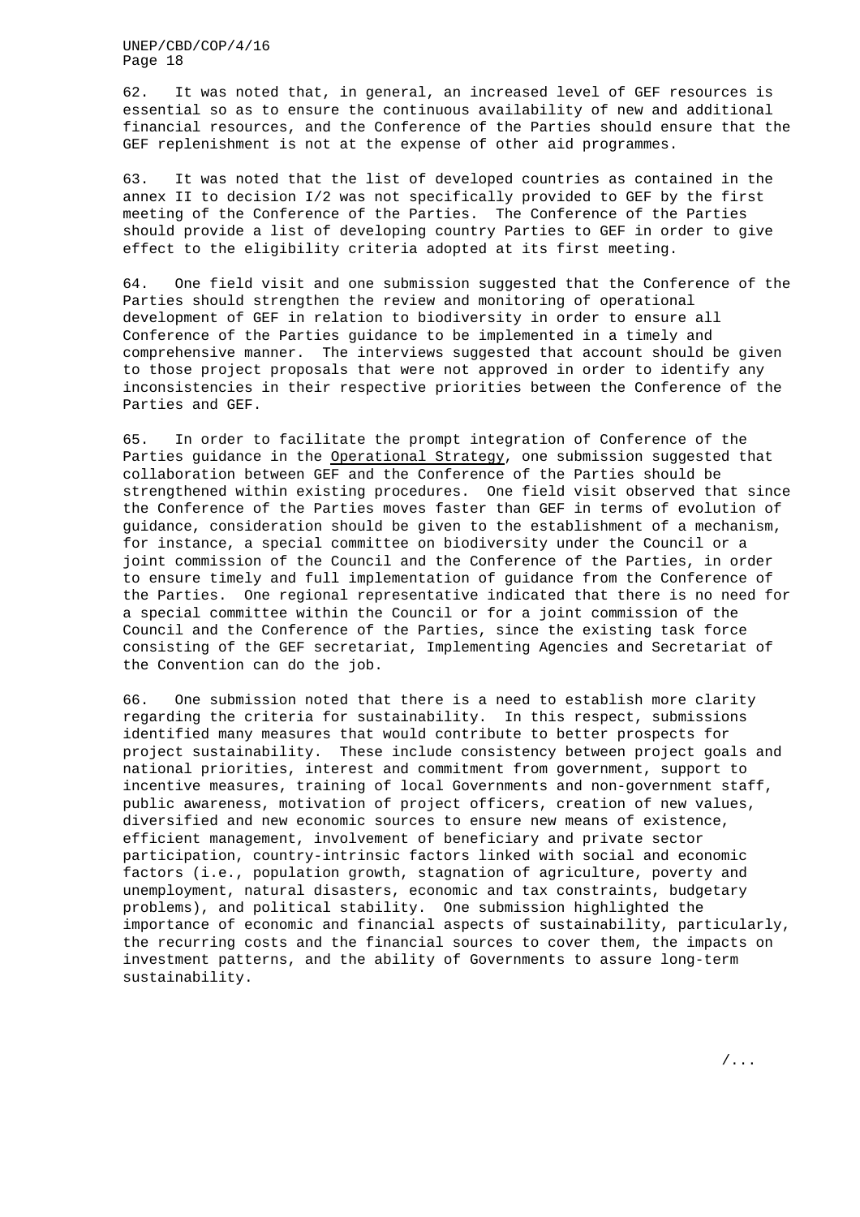62. It was noted that, in general, an increased level of GEF resources is essential so as to ensure the continuous availability of new and additional financial resources, and the Conference of the Parties should ensure that the GEF replenishment is not at the expense of other aid programmes.

63. It was noted that the list of developed countries as contained in the annex II to decision I/2 was not specifically provided to GEF by the first meeting of the Conference of the Parties. The Conference of the Parties should provide a list of developing country Parties to GEF in order to give effect to the eligibility criteria adopted at its first meeting.

64. One field visit and one submission suggested that the Conference of the Parties should strengthen the review and monitoring of operational development of GEF in relation to biodiversity in order to ensure all Conference of the Parties guidance to be implemented in a timely and comprehensive manner. The interviews suggested that account should be given to those project proposals that were not approved in order to identify any inconsistencies in their respective priorities between the Conference of the Parties and GEF.

65. In order to facilitate the prompt integration of Conference of the Parties guidance in the Operational Strategy, one submission suggested that collaboration between GEF and the Conference of the Parties should be strengthened within existing procedures. One field visit observed that since the Conference of the Parties moves faster than GEF in terms of evolution of guidance, consideration should be given to the establishment of a mechanism, for instance, a special committee on biodiversity under the Council or a joint commission of the Council and the Conference of the Parties, in order to ensure timely and full implementation of guidance from the Conference of the Parties. One regional representative indicated that there is no need for a special committee within the Council or for a joint commission of the Council and the Conference of the Parties, since the existing task force consisting of the GEF secretariat, Implementing Agencies and Secretariat of the Convention can do the job.

66. One submission noted that there is a need to establish more clarity regarding the criteria for sustainability. In this respect, submissions identified many measures that would contribute to better prospects for project sustainability. These include consistency between project goals and national priorities, interest and commitment from government, support to incentive measures, training of local Governments and non-government staff, public awareness, motivation of project officers, creation of new values, diversified and new economic sources to ensure new means of existence, efficient management, involvement of beneficiary and private sector participation, country-intrinsic factors linked with social and economic factors (i.e., population growth, stagnation of agriculture, poverty and unemployment, natural disasters, economic and tax constraints, budgetary problems), and political stability. One submission highlighted the importance of economic and financial aspects of sustainability, particularly, the recurring costs and the financial sources to cover them, the impacts on investment patterns, and the ability of Governments to assure long-term sustainability.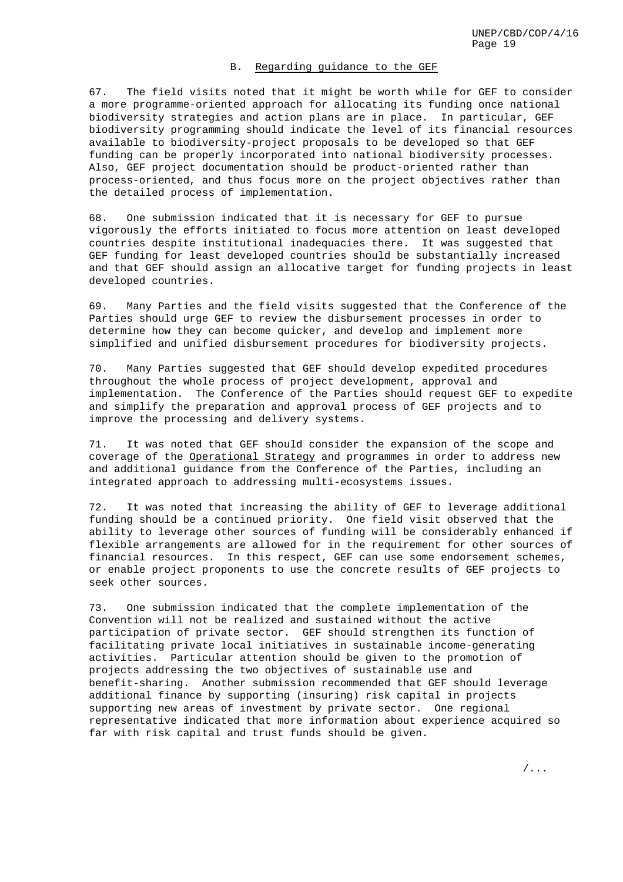### B. Regarding guidance to the GEF

67. The field visits noted that it might be worth while for GEF to consider a more programme-oriented approach for allocating its funding once national biodiversity strategies and action plans are in place. In particular, GEF biodiversity programming should indicate the level of its financial resources available to biodiversity-project proposals to be developed so that GEF funding can be properly incorporated into national biodiversity processes. Also, GEF project documentation should be product-oriented rather than process-oriented, and thus focus more on the project objectives rather than the detailed process of implementation.

68. One submission indicated that it is necessary for GEF to pursue vigorously the efforts initiated to focus more attention on least developed countries despite institutional inadequacies there. It was suggested that GEF funding for least developed countries should be substantially increased and that GEF should assign an allocative target for funding projects in least developed countries.

69. Many Parties and the field visits suggested that the Conference of the Parties should urge GEF to review the disbursement processes in order to determine how they can become quicker, and develop and implement more simplified and unified disbursement procedures for biodiversity projects.

70. Many Parties suggested that GEF should develop expedited procedures throughout the whole process of project development, approval and implementation. The Conference of the Parties should request GEF to expedite and simplify the preparation and approval process of GEF projects and to improve the processing and delivery systems.

71. It was noted that GEF should consider the expansion of the scope and coverage of the Operational Strategy and programmes in order to address new and additional guidance from the Conference of the Parties, including an integrated approach to addressing multi-ecosystems issues.

72. It was noted that increasing the ability of GEF to leverage additional funding should be a continued priority. One field visit observed that the ability to leverage other sources of funding will be considerably enhanced if flexible arrangements are allowed for in the requirement for other sources of financial resources. In this respect, GEF can use some endorsement schemes, or enable project proponents to use the concrete results of GEF projects to seek other sources.

73. One submission indicated that the complete implementation of the Convention will not be realized and sustained without the active participation of private sector. GEF should strengthen its function of facilitating private local initiatives in sustainable income-generating activities. Particular attention should be given to the promotion of projects addressing the two objectives of sustainable use and benefit-sharing. Another submission recommended that GEF should leverage additional finance by supporting (insuring) risk capital in projects supporting new areas of investment by private sector. One regional representative indicated that more information about experience acquired so far with risk capital and trust funds should be given.

/...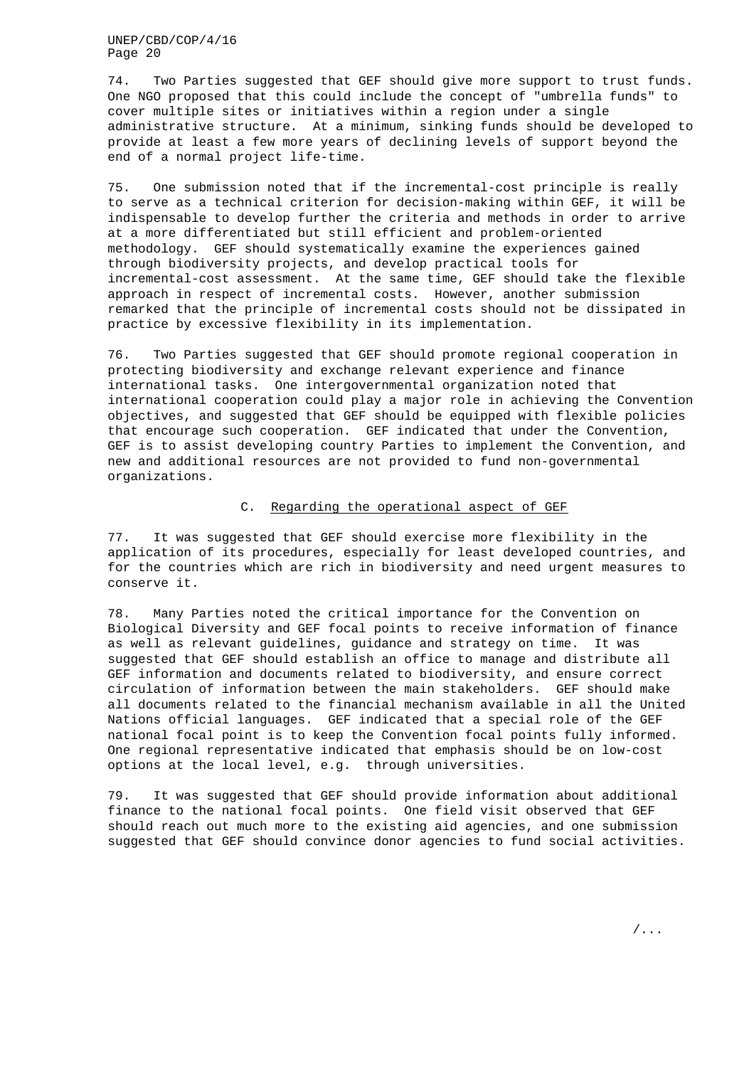74. Two Parties suggested that GEF should give more support to trust funds. One NGO proposed that this could include the concept of "umbrella funds" to cover multiple sites or initiatives within a region under a single administrative structure. At a minimum, sinking funds should be developed to provide at least a few more years of declining levels of support beyond the end of a normal project life-time.

75. One submission noted that if the incremental-cost principle is really to serve as a technical criterion for decision-making within GEF, it will be indispensable to develop further the criteria and methods in order to arrive at a more differentiated but still efficient and problem-oriented methodology. GEF should systematically examine the experiences gained through biodiversity projects, and develop practical tools for incremental-cost assessment. At the same time, GEF should take the flexible approach in respect of incremental costs. However, another submission remarked that the principle of incremental costs should not be dissipated in practice by excessive flexibility in its implementation.

76. Two Parties suggested that GEF should promote regional cooperation in protecting biodiversity and exchange relevant experience and finance international tasks. One intergovernmental organization noted that international cooperation could play a major role in achieving the Convention objectives, and suggested that GEF should be equipped with flexible policies that encourage such cooperation. GEF indicated that under the Convention, GEF is to assist developing country Parties to implement the Convention, and new and additional resources are not provided to fund non-governmental organizations.

### C. Regarding the operational aspect of GEF

77. It was suggested that GEF should exercise more flexibility in the application of its procedures, especially for least developed countries, and for the countries which are rich in biodiversity and need urgent measures to conserve it.

78. Many Parties noted the critical importance for the Convention on Biological Diversity and GEF focal points to receive information of finance as well as relevant guidelines, guidance and strategy on time. It was suggested that GEF should establish an office to manage and distribute all GEF information and documents related to biodiversity, and ensure correct circulation of information between the main stakeholders. GEF should make all documents related to the financial mechanism available in all the United Nations official languages. GEF indicated that a special role of the GEF national focal point is to keep the Convention focal points fully informed. One regional representative indicated that emphasis should be on low-cost options at the local level, e.g. through universities.

79. It was suggested that GEF should provide information about additional finance to the national focal points. One field visit observed that GEF should reach out much more to the existing aid agencies, and one submission suggested that GEF should convince donor agencies to fund social activities.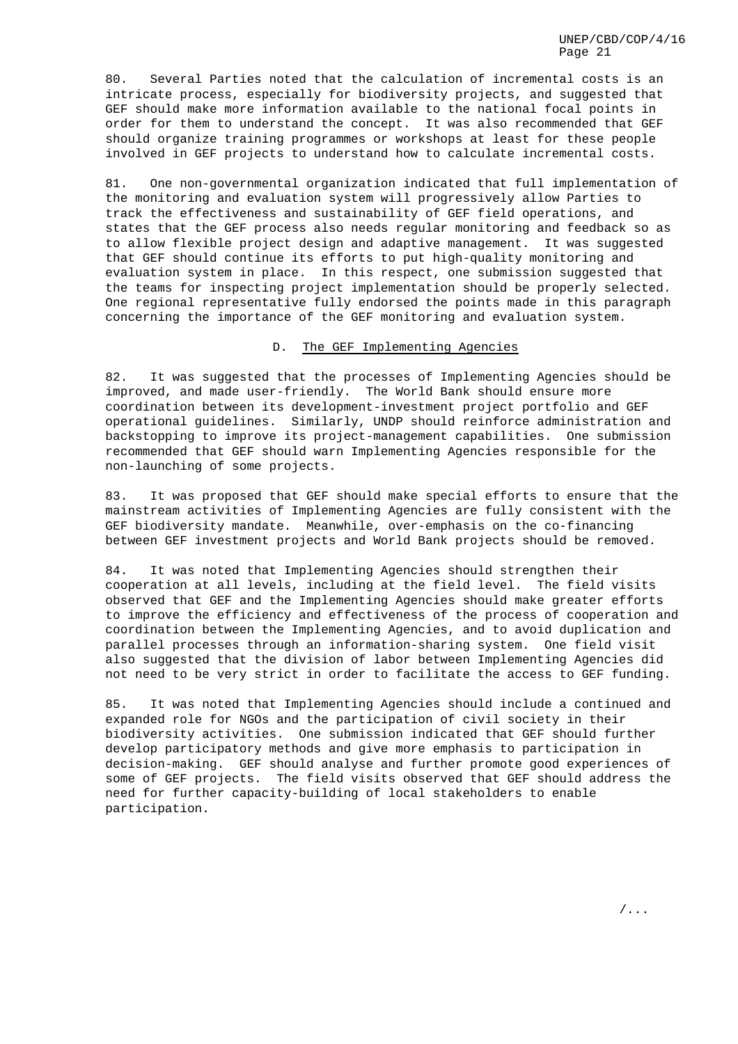80. Several Parties noted that the calculation of incremental costs is an intricate process, especially for biodiversity projects, and suggested that GEF should make more information available to the national focal points in order for them to understand the concept. It was also recommended that GEF should organize training programmes or workshops at least for these people involved in GEF projects to understand how to calculate incremental costs.

81. One non-governmental organization indicated that full implementation of the monitoring and evaluation system will progressively allow Parties to track the effectiveness and sustainability of GEF field operations, and states that the GEF process also needs regular monitoring and feedback so as to allow flexible project design and adaptive management. It was suggested that GEF should continue its efforts to put high-quality monitoring and evaluation system in place. In this respect, one submission suggested that the teams for inspecting project implementation should be properly selected. One regional representative fully endorsed the points made in this paragraph concerning the importance of the GEF monitoring and evaluation system.

### D. The GEF Implementing Agencies

82. It was suggested that the processes of Implementing Agencies should be improved, and made user-friendly. The World Bank should ensure more coordination between its development-investment project portfolio and GEF operational guidelines. Similarly, UNDP should reinforce administration and backstopping to improve its project-management capabilities. One submission recommended that GEF should warn Implementing Agencies responsible for the non-launching of some projects.

83. It was proposed that GEF should make special efforts to ensure that the mainstream activities of Implementing Agencies are fully consistent with the GEF biodiversity mandate. Meanwhile, over-emphasis on the co-financing between GEF investment projects and World Bank projects should be removed.

84. It was noted that Implementing Agencies should strengthen their cooperation at all levels, including at the field level. The field visits observed that GEF and the Implementing Agencies should make greater efforts to improve the efficiency and effectiveness of the process of cooperation and coordination between the Implementing Agencies, and to avoid duplication and parallel processes through an information-sharing system. One field visit also suggested that the division of labor between Implementing Agencies did not need to be very strict in order to facilitate the access to GEF funding.

85. It was noted that Implementing Agencies should include a continued and expanded role for NGOs and the participation of civil society in their biodiversity activities. One submission indicated that GEF should further develop participatory methods and give more emphasis to participation in decision-making. GEF should analyse and further promote good experiences of some of GEF projects. The field visits observed that GEF should address the need for further capacity-building of local stakeholders to enable participation.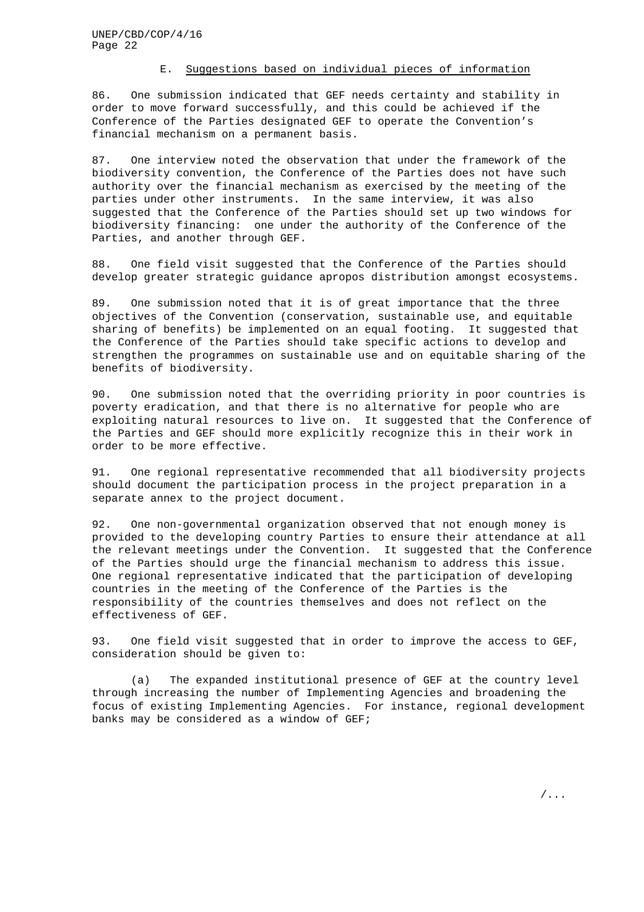### E. Suggestions based on individual pieces of information

86. One submission indicated that GEF needs certainty and stability in order to move forward successfully, and this could be achieved if the Conference of the Parties designated GEF to operate the Convention's financial mechanism on a permanent basis.

87. One interview noted the observation that under the framework of the biodiversity convention, the Conference of the Parties does not have such authority over the financial mechanism as exercised by the meeting of the parties under other instruments. In the same interview, it was also suggested that the Conference of the Parties should set up two windows for biodiversity financing: one under the authority of the Conference of the Parties, and another through GEF.

88. One field visit suggested that the Conference of the Parties should develop greater strategic guidance apropos distribution amongst ecosystems.

89. One submission noted that it is of great importance that the three objectives of the Convention (conservation, sustainable use, and equitable sharing of benefits) be implemented on an equal footing. It suggested that the Conference of the Parties should take specific actions to develop and strengthen the programmes on sustainable use and on equitable sharing of the benefits of biodiversity.

90. One submission noted that the overriding priority in poor countries is poverty eradication, and that there is no alternative for people who are exploiting natural resources to live on. It suggested that the Conference of the Parties and GEF should more explicitly recognize this in their work in order to be more effective.

91. One regional representative recommended that all biodiversity projects should document the participation process in the project preparation in a separate annex to the project document.

92. One non-governmental organization observed that not enough money is provided to the developing country Parties to ensure their attendance at all the relevant meetings under the Convention. It suggested that the Conference of the Parties should urge the financial mechanism to address this issue. One regional representative indicated that the participation of developing countries in the meeting of the Conference of the Parties is the responsibility of the countries themselves and does not reflect on the effectiveness of GEF.

93. One field visit suggested that in order to improve the access to GEF, consideration should be given to:

(a) The expanded institutional presence of GEF at the country level through increasing the number of Implementing Agencies and broadening the focus of existing Implementing Agencies. For instance, regional development banks may be considered as a window of GEF;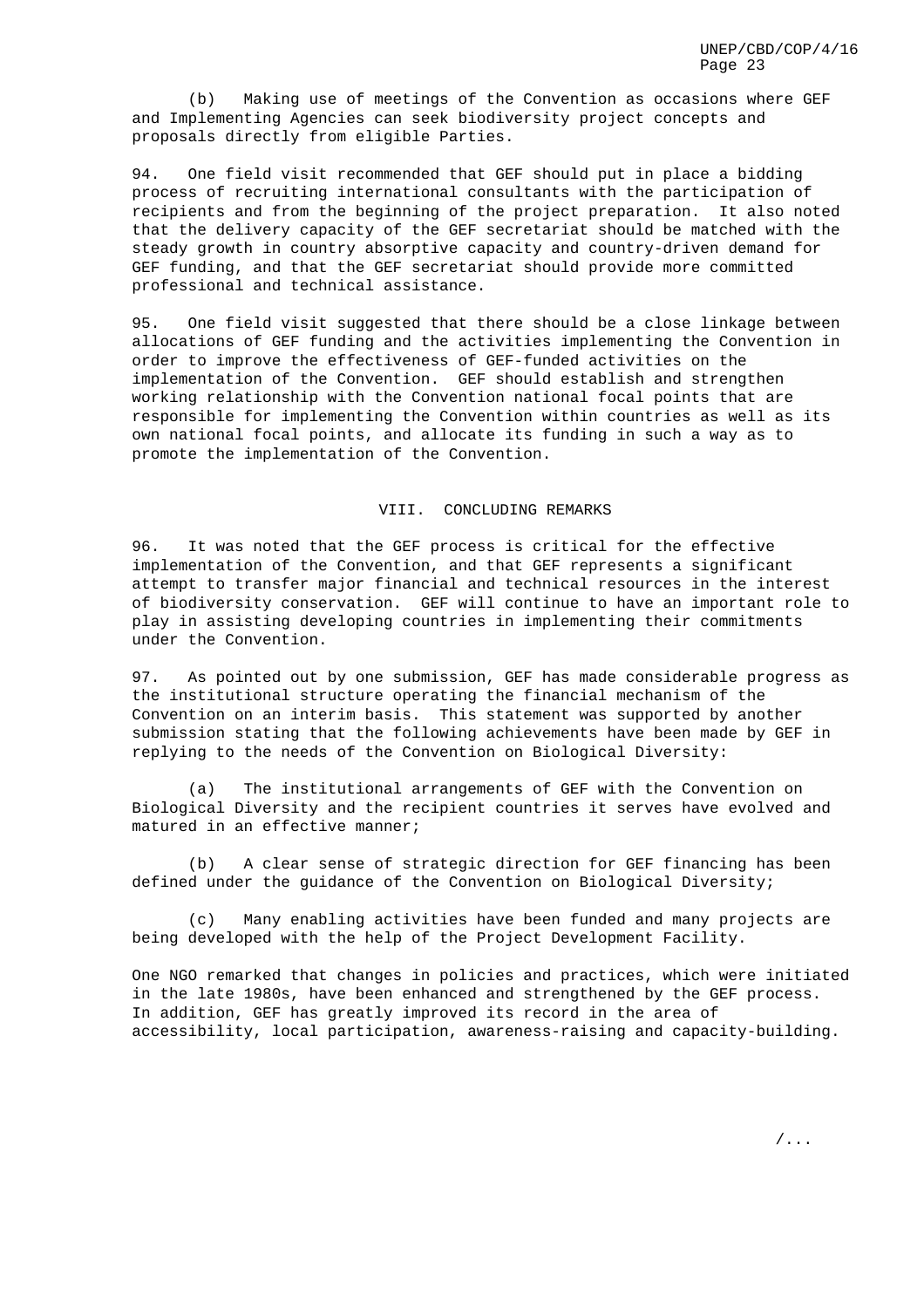(b) Making use of meetings of the Convention as occasions where GEF and Implementing Agencies can seek biodiversity project concepts and proposals directly from eligible Parties.

94. One field visit recommended that GEF should put in place a bidding process of recruiting international consultants with the participation of recipients and from the beginning of the project preparation. It also noted that the delivery capacity of the GEF secretariat should be matched with the steady growth in country absorptive capacity and country-driven demand for GEF funding, and that the GEF secretariat should provide more committed professional and technical assistance.

95. One field visit suggested that there should be a close linkage between allocations of GEF funding and the activities implementing the Convention in order to improve the effectiveness of GEF-funded activities on the implementation of the Convention. GEF should establish and strengthen working relationship with the Convention national focal points that are responsible for implementing the Convention within countries as well as its own national focal points, and allocate its funding in such a way as to promote the implementation of the Convention.

## VIII. CONCLUDING REMARKS

96. It was noted that the GEF process is critical for the effective implementation of the Convention, and that GEF represents a significant attempt to transfer major financial and technical resources in the interest of biodiversity conservation. GEF will continue to have an important role to play in assisting developing countries in implementing their commitments under the Convention.

97. As pointed out by one submission, GEF has made considerable progress as the institutional structure operating the financial mechanism of the Convention on an interim basis. This statement was supported by another submission stating that the following achievements have been made by GEF in replying to the needs of the Convention on Biological Diversity:

(a) The institutional arrangements of GEF with the Convention on Biological Diversity and the recipient countries it serves have evolved and matured in an effective manner;

(b) A clear sense of strategic direction for GEF financing has been defined under the guidance of the Convention on Biological Diversity;

(c) Many enabling activities have been funded and many projects are being developed with the help of the Project Development Facility.

One NGO remarked that changes in policies and practices, which were initiated in the late 1980s, have been enhanced and strengthened by the GEF process. In addition, GEF has greatly improved its record in the area of accessibility, local participation, awareness-raising and capacity-building.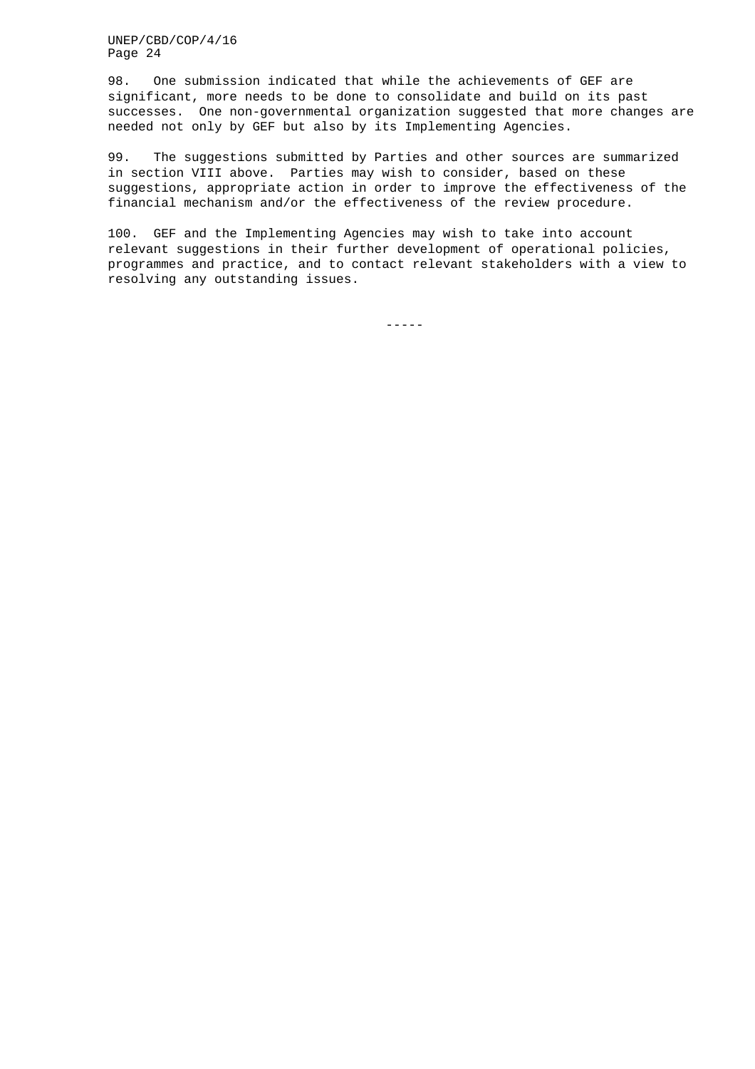98. One submission indicated that while the achievements of GEF are significant, more needs to be done to consolidate and build on its past successes. One non-governmental organization suggested that more changes are needed not only by GEF but also by its Implementing Agencies.

99. The suggestions submitted by Parties and other sources are summarized in section VIII above. Parties may wish to consider, based on these suggestions, appropriate action in order to improve the effectiveness of the financial mechanism and/or the effectiveness of the review procedure.

100. GEF and the Implementing Agencies may wish to take into account relevant suggestions in their further development of operational policies, programmes and practice, and to contact relevant stakeholders with a view to resolving any outstanding issues.

-----